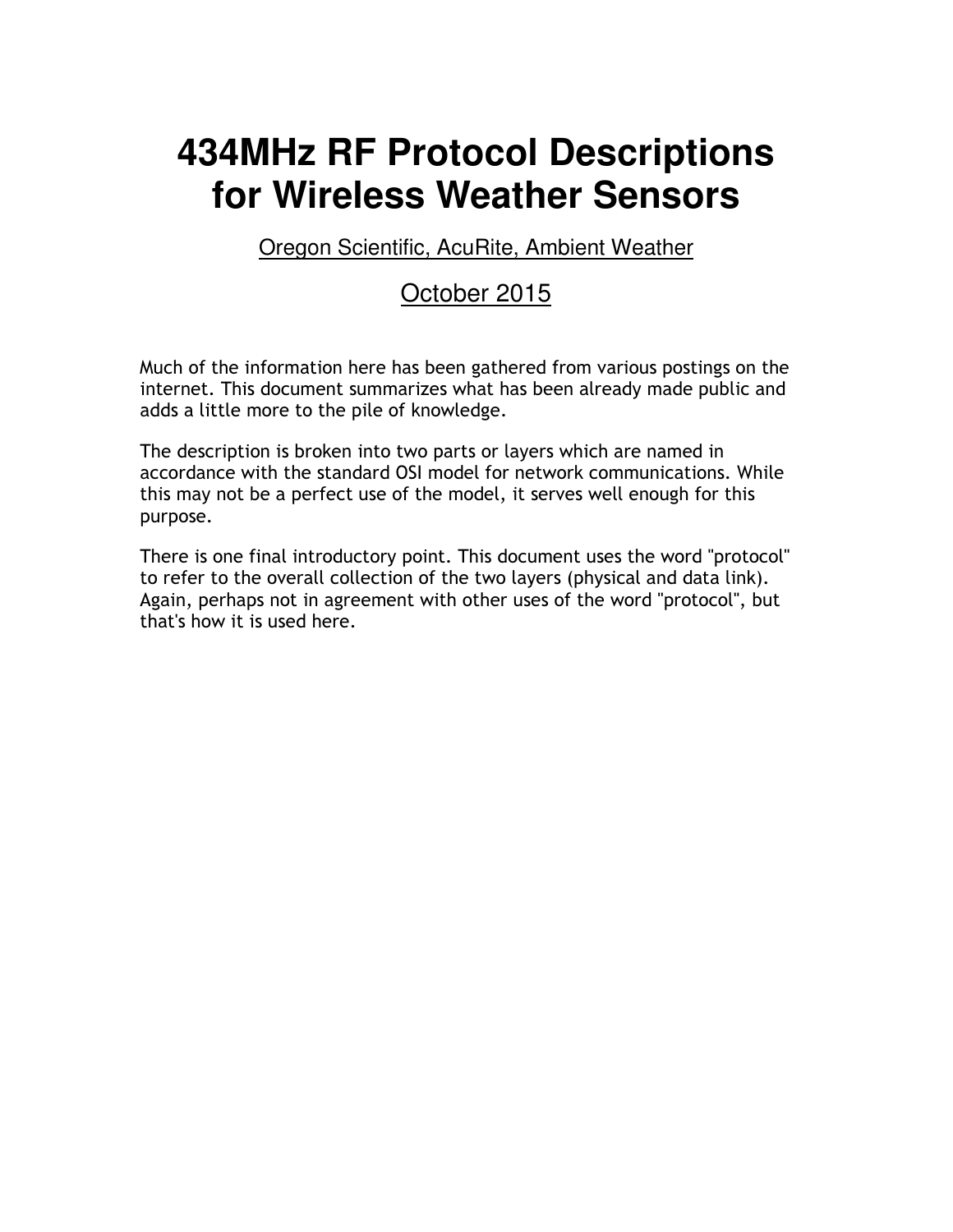# 434MHz RF Protocol Descriptions for Wireless Weather Sensors

Oregon Scientific, AcuRite, Ambient Weather

October 2015

Much of the information here has been gathered from various postings on the internet. This document summarizes what has been already made public and adds a little more to the pile of knowledge.

The description is broken into two parts or layers which are named in accordance with the standard OSI model for network communications. While this may not be a perfect use of the model, it serves well enough for this purpose.

There is one final introductory point. This document uses the word "protocol" to refer to the overall collection of the two layers (physical and data link). Again, perhaps not in agreement with other uses of the word "protocol", but that's how it is used here.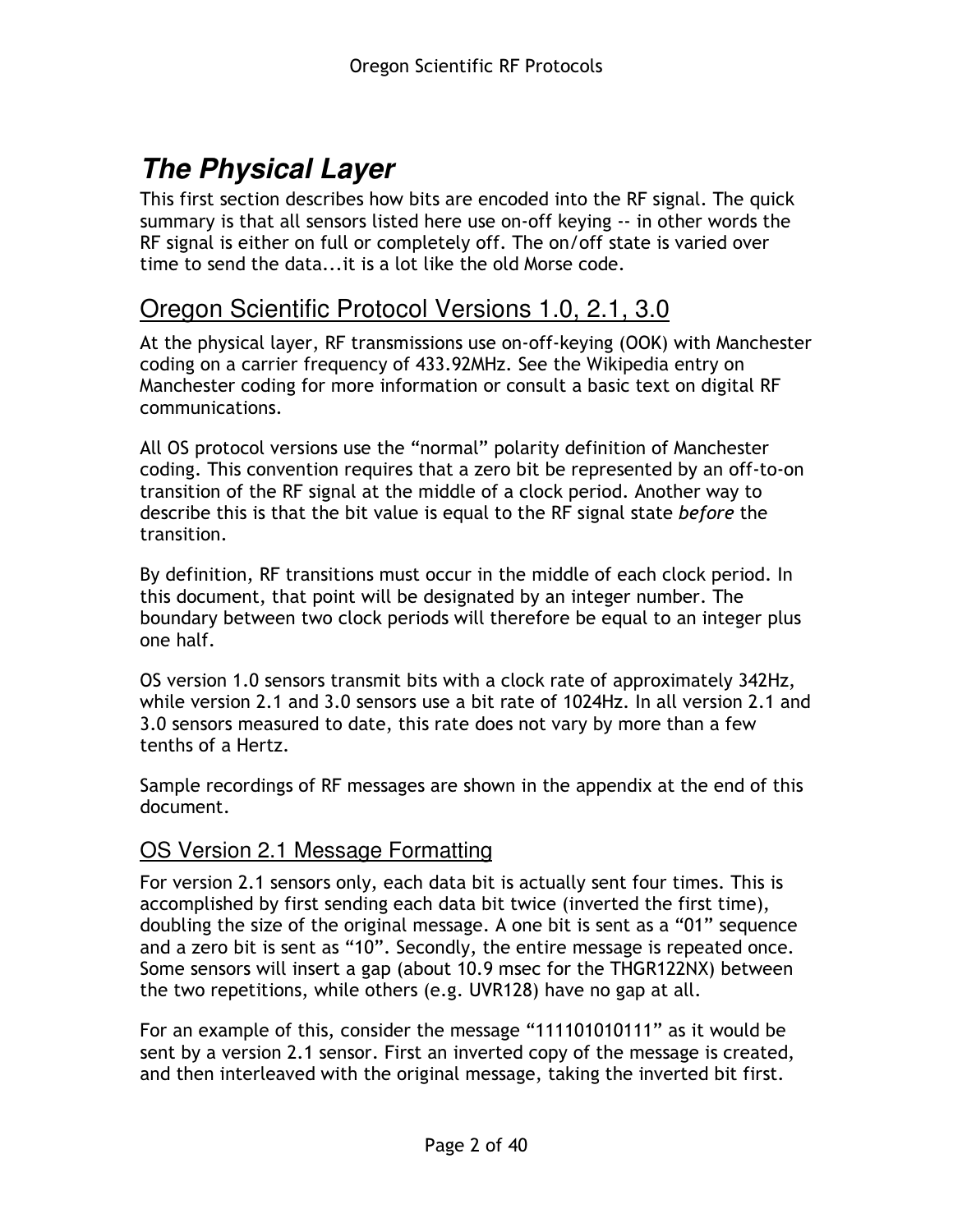# *The Physical Layer*

This first section describes how bits are encoded into the RF signal. The quick summary is that all sensors listed here use on-off keying -- in other words the RF signal is either on full or completely off. The on/off state is varied over time to send the data...it is a lot like the old Morse code.

## Oregon Scientific Protocol Versions 1.0, 2.1, 3.0

At the physical layer, RF transmissions use on-off-keying (OOK) with Manchester coding on a carrier frequency of 433.92MHz. See the Wikipedia entry on Manchester coding for more information or consult a basic text on digital RF communications.

All OS protocol versions use the "normal" polarity definition of Manchester coding. This convention requires that a zero bit be represented by an off-to-on transition of the RF signal at the middle of a clock period. Another way to describe this is that the bit value is equal to the RF signal state *before* the transition.

By definition, RF transitions must occur in the middle of each clock period. In this document, that point will be designated by an integer number. The boundary between two clock periods will therefore be equal to an integer plus one half.

OS version 1.0 sensors transmit bits with a clock rate of approximately 342Hz, while version 2.1 and 3.0 sensors use a bit rate of 1024Hz. In all version 2.1 and 3.0 sensors measured to date, this rate does not vary by more than a few tenths of a Hertz.

Sample recordings of RF messages are shown in the appendix at the end of this document.

### OS Version 2.1 Message Formatting

For version 2.1 sensors only, each data bit is actually sent four times. This is accomplished by first sending each data bit twice (inverted the first time), doubling the size of the original message. A one bit is sent as a "01" sequence and a zero bit is sent as "10". Secondly, the entire message is repeated once. Some sensors will insert a gap (about 10.9 msec for the THGR122NX) between the two repetitions, while others (e.g. UVR128) have no gap at all.

For an example of this, consider the message "111101010111" as it would be sent by a version 2.1 sensor. First an inverted copy of the message is created, and then interleaved with the original message, taking the inverted bit first.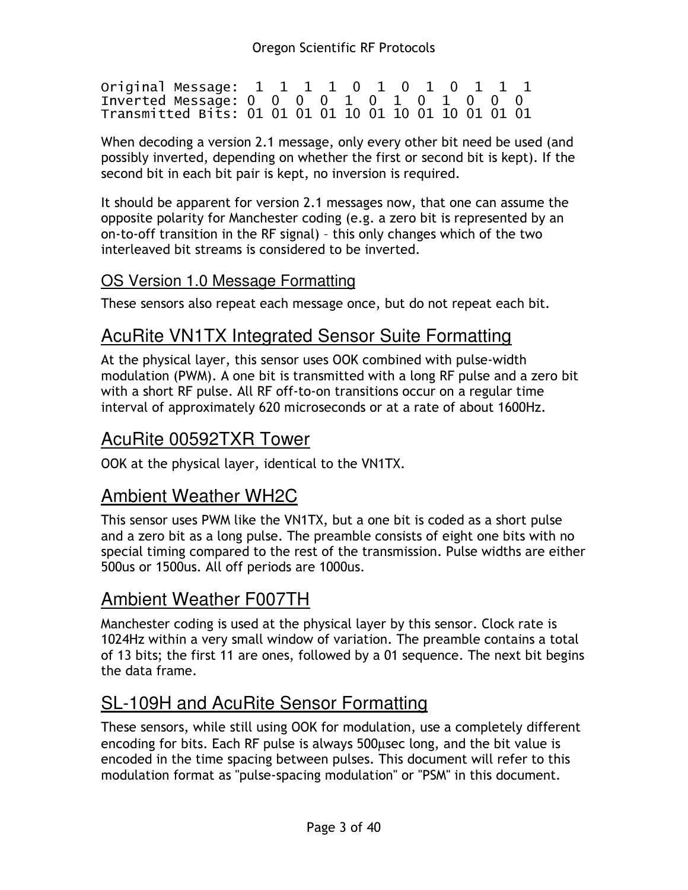```
Original Message:  1  1  1  1  0  1  0  1  0  1  1  1
Inverted Message: 0  0  0  0  1  0  1  0  1  0  0  0
Transmitted Bits: 01 01 01 01 10 01 10 01 10 01 01 01
```

When decoding a version 2.1 message, only every other bit need be used (and possibly inverted, depending on whether the first or second bit is kept). If the second bit in each bit pair is kept, no inversion is required.

It should be apparent for version 2.1 messages now, that one can assume the opposite polarity for Manchester coding (e.g. a zero bit is represented by an on-to-off transition in the RF signal) – this only changes which of the two interleaved bit streams is considered to be inverted.

### OS Version 1.0 Message Formatting

These sensors also repeat each message once, but do not repeat each bit.

## AcuRite VN1TX Integrated Sensor Suite Formatting

At the physical layer, this sensor uses OOK combined with pulse-width modulation (PWM). A one bit is transmitted with a long RF pulse and a zero bit with a short RF pulse. All RF off-to-on transitions occur on a regular time interval of approximately 620 microseconds or at a rate of about 1600Hz.

## AcuRite 00592TXR Tower

OOK at the physical layer, identical to the VN1TX.

## Ambient Weather WH2C

This sensor uses PWM like the VN1TX, but a one bit is coded as a short pulse and a zero bit as a long pulse. The preamble consists of eight one bits with no special timing compared to the rest of the transmission. Pulse widths are either 500us or 1500us. All off periods are 1000us.

## Ambient Weather F007TH

Manchester coding is used at the physical layer by this sensor. Clock rate is 1024Hz within a very small window of variation. The preamble contains a total of 13 bits; the first 11 are ones, followed by a 01 sequence. The next bit begins the data frame.

## SL-109H and AcuRite Sensor Formatting

These sensors, while still using OOK for modulation, use a completely different encoding for bits. Each RF pulse is always 500μsec long, and the bit value is encoded in the time spacing between pulses. This document will refer to this modulation format as "pulse-spacing modulation" or "PSM" in this document.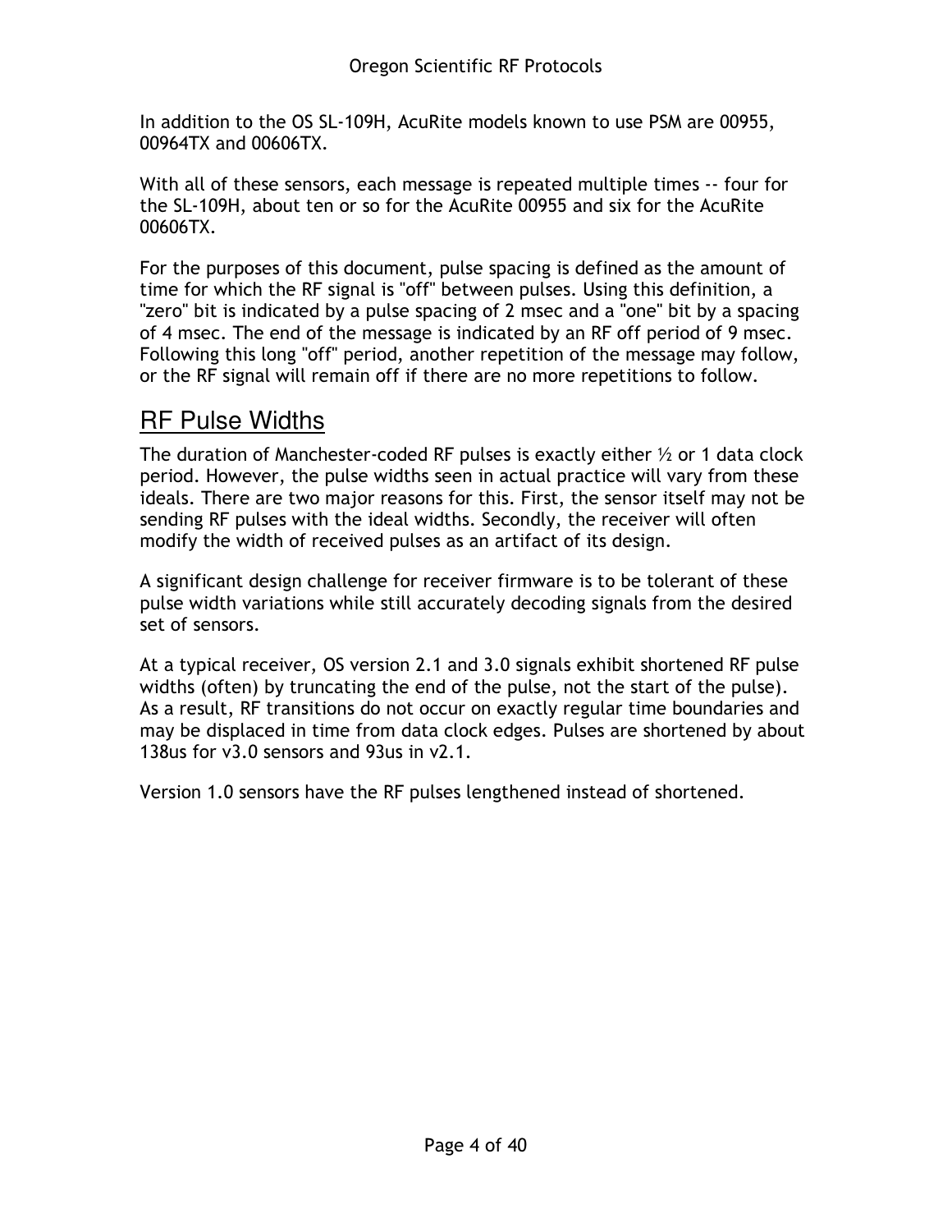In addition to the OS SL-109H, AcuRite models known to use PSM are 00955, 00964TX and 00606TX.

With all of these sensors, each message is repeated multiple times -- four for the SL-109H, about ten or so for the AcuRite 00955 and six for the AcuRite 00606TX.

For the purposes of this document, pulse spacing is defined as the amount of time for which the RF signal is "off" between pulses. Using this definition, a "zero" bit is indicated by a pulse spacing of 2 msec and a "one" bit by a spacing of 4 msec. The end of the message is indicated by an RF off period of 9 msec. Following this long "off" period, another repetition of the message may follow, or the RF signal will remain off if there are no more repetitions to follow.

## RF Pulse Widths

The duration of Manchester-coded RF pulses is exactly either ½ or 1 data clock period. However, the pulse widths seen in actual practice will vary from these ideals. There are two major reasons for this. First, the sensor itself may not be sending RF pulses with the ideal widths. Secondly, the receiver will often modify the width of received pulses as an artifact of its design.

A significant design challenge for receiver firmware is to be tolerant of these pulse width variations while still accurately decoding signals from the desired set of sensors.

At a typical receiver, OS version 2.1 and 3.0 signals exhibit shortened RF pulse widths (often) by truncating the end of the pulse, not the start of the pulse). As a result, RF transitions do not occur on exactly regular time boundaries and may be displaced in time from data clock edges. Pulses are shortened by about 138us for v3.0 sensors and 93us in v2.1.

Version 1.0 sensors have the RF pulses lengthened instead of shortened.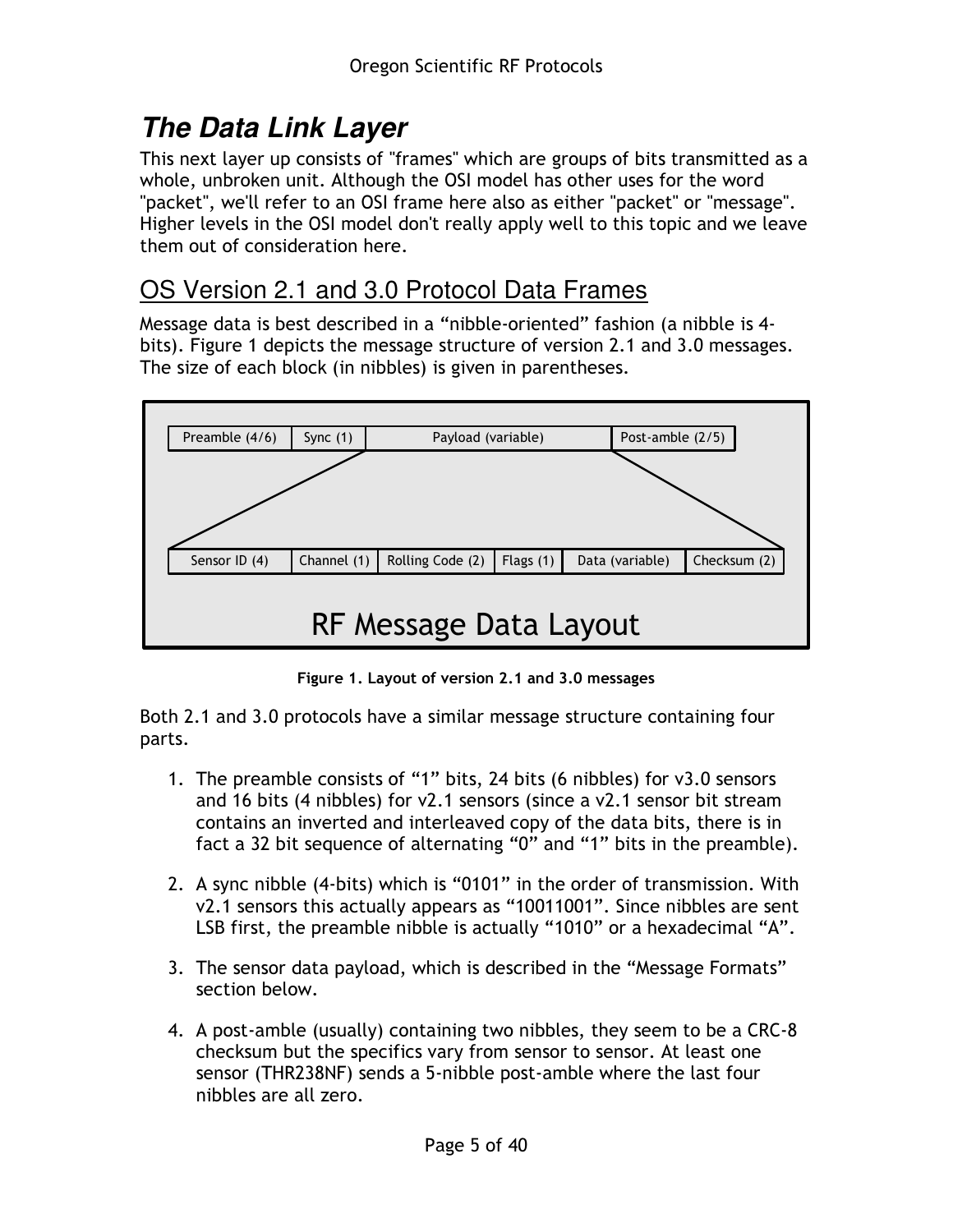# The Data Link Layer

This next layer up consists of "frames" which are groups of bits transmitted as a whole, unbroken unit. Although the OSI model has other uses for the word "packet", we'll refer to an OSI frame here also as either "packet" or "message". Higher levels in the OSI model don't really apply well to this topic and we leave them out of consideration here.

## OS Version 2.1 and 3.0 Protocol Data Frames

Message data is best described in a "nibble-oriented" fashion (a nibble is 4-bits). Figure 1 depicts the message structure of version 2.1 and 3.0 messages. The size of each block (in nibbles) is given in parentheses.

| Preamble (4/6) | Sync (1) | Payload (variable) | Post-amble (2/5) |
| --- | --- | --- | --- |

| Sensor ID (4) | Channel (1) | Rolling Code (2) | Flags (1) | Data (variable) | Checksum (2) |
| --- | --- | --- | --- | --- | --- |

RF Message Data Layout

**Figure 1. Layout of version 2.1 and 3.0 messages**

Both 2.1 and 3.0 protocols have a similar message structure containing four parts.

1. The preamble consists of "1" bits, 24 bits (6 nibbles) for v3.0 sensors and 16 bits (4 nibbles) for v2.1 sensors (since a v2.1 sensor bit stream contains an inverted and interleaved copy of the data bits, there is in fact a 32 bit sequence of alternating "0" and "1" bits in the preamble).

2. A sync nibble (4-bits) which is "0101" in the order of transmission. With v2.1 sensors this actually appears as "10011001". Since nibbles are sent LSB first, the preamble nibble is actually "1010" or a hexadecimal "A".

3. The sensor data payload, which is described in the "Message Formats" section below.

4. A post-amble (usually) containing two nibbles, they seem to be a CRC-8 checksum but the specifics vary from sensor to sensor. At least one sensor (THR238NF) sends a 5-nibble post-amble where the last four nibbles are all zero.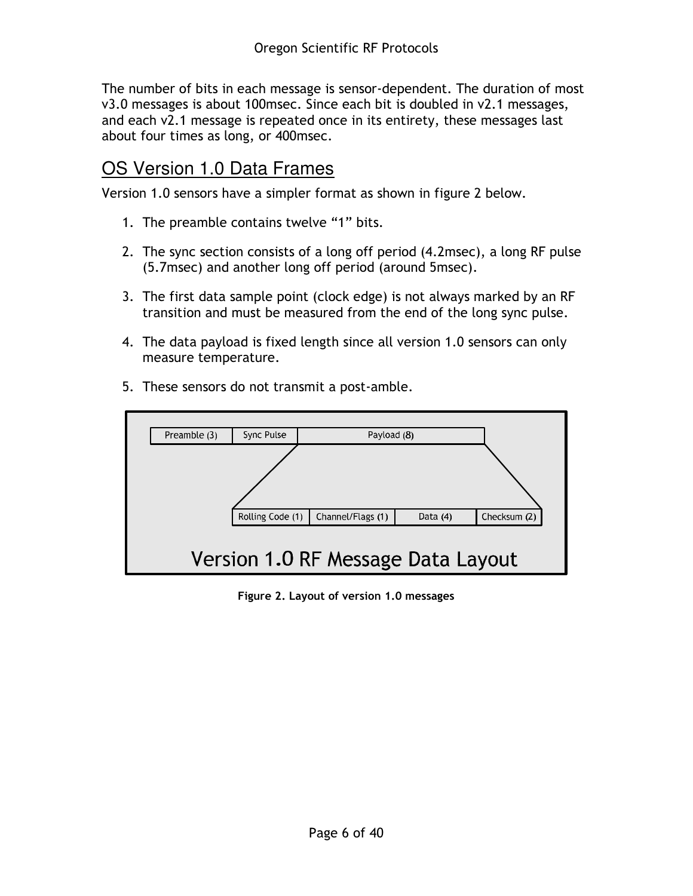The number of bits in each message is sensor-dependent. The duration of most v3.0 messages is about 100msec. Since each bit is doubled in v2.1 messages, and each v2.1 message is repeated once in its entirety, these messages last about four times as long, or 400msec.

## OS Version 1.0 Data Frames

Version 1.0 sensors have a simpler format as shown in figure 2 below.

1. The preamble contains twelve "1" bits.
2. The sync section consists of a long off period (4.2msec), a long RF pulse (5.7msec) and another long off period (around 5msec).
3. The first data sample point (clock edge) is not always marked by an RF transition and must be measured from the end of the long sync pulse.
4. The data payload is fixed length since all version 1.0 sensors can only measure temperature.
5. These sensors do not transmit a post-amble.

| Preamble (3) | Sync Pulse | Payload (8) | | | |
|---|---|---|---|---|---|
| | | Rolling Code (1) | Channel/Flags (1) | Data (4) | Checksum (2) |

Version 1.0 RF Message Data Layout

**Figure 2. Layout of version 1.0 messages**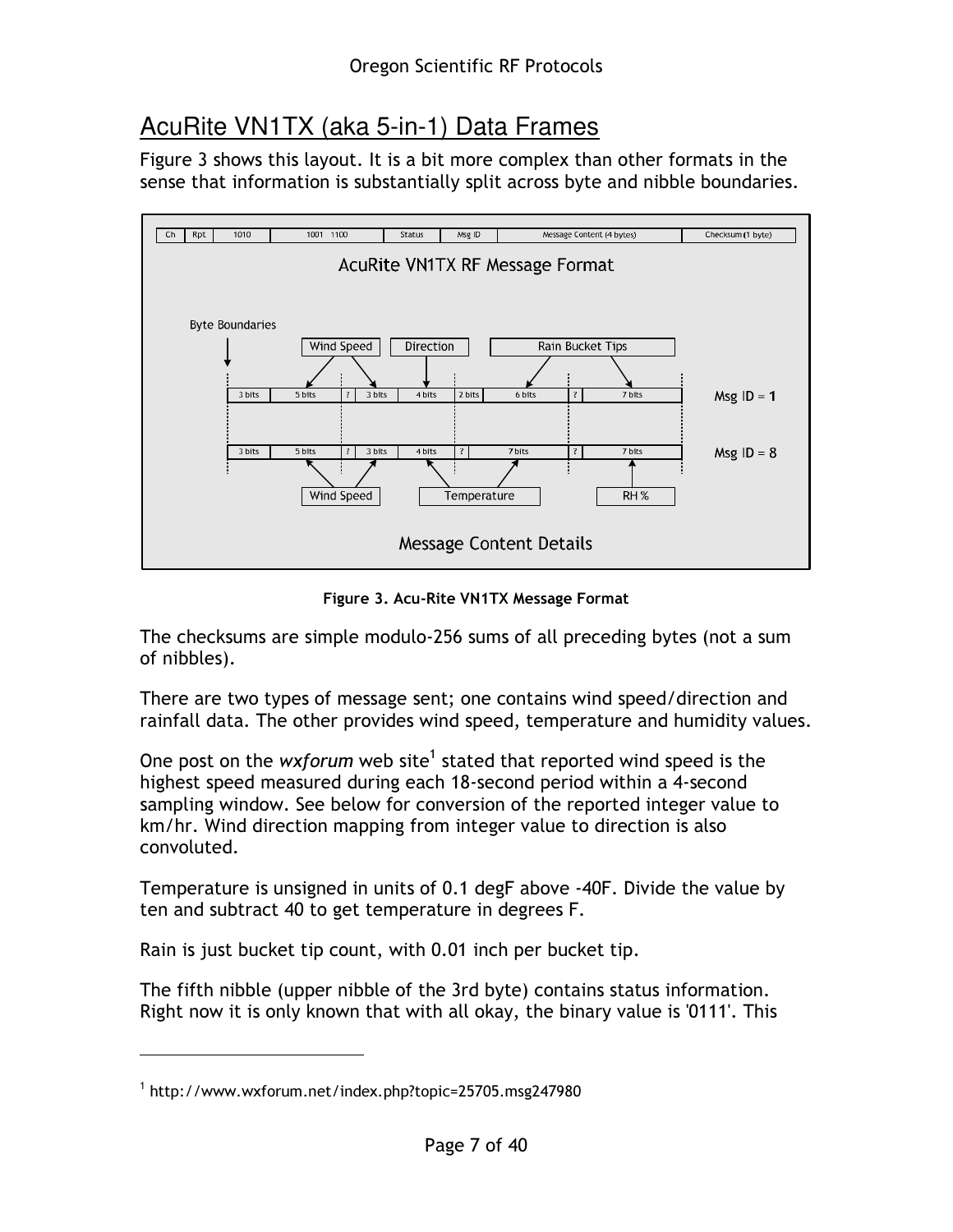# AcuRite VN1TX (aka 5-in-1) Data Frames

Figure 3 shows this layout. It is a bit more complex than other formats in the sense that information is substantially split across byte and nibble boundaries.

Figure 3. Acu-Rite VN1TX Message Format

The checksums are simple modulo-256 sums of all preceding bytes (not a sum of nibbles).

There are two types of message sent; one contains wind speed/direction and rainfall data. The other provides wind speed, temperature and humidity values.

One post on the *wxforum* web site[1] stated that reported wind speed is the highest speed measured during each 18-second period within a 4-second sampling window. See below for conversion of the reported integer value to km/hr. Wind direction mapping from integer value to direction is also convoluted.

Temperature is unsigned in units of 0.1 degF above -40F. Divide the value by ten and subtract 40 to get temperature in degrees F.

Rain is just bucket tip count, with 0.01 inch per bucket tip.

The fifth nibble (upper nibble of the 3rd byte) contains status information. Right now it is only known that with all okay, the binary value is '0111'. This

[1] http://www.wxforum.net/index.php?topic=25705.msg247980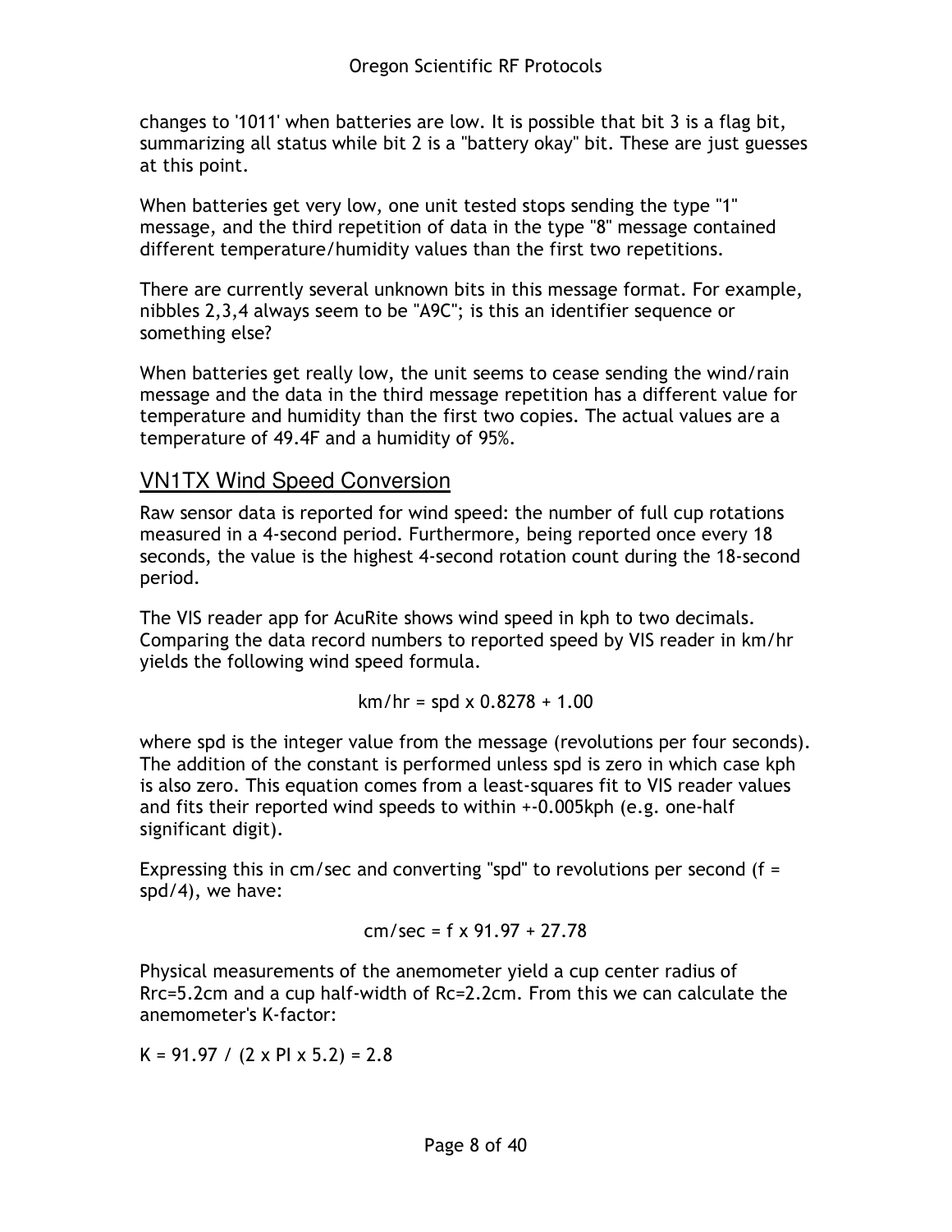changes to '1011' when batteries are low. It is possible that bit 3 is a flag bit, summarizing all status while bit 2 is a "battery okay" bit. These are just guesses at this point.

When batteries get very low, one unit tested stops sending the type "1" message, and the third repetition of data in the type "8" message contained different temperature/humidity values than the first two repetitions.

There are currently several unknown bits in this message format. For example, nibbles 2,3,4 always seem to be "A9C"; is this an identifier sequence or something else?

When batteries get really low, the unit seems to cease sending the wind/rain message and the data in the third message repetition has a different value for temperature and humidity than the first two copies. The actual values are a temperature of 49.4F and a humidity of 95%.

## VN1TX Wind Speed Conversion

Raw sensor data is reported for wind speed: the number of full cup rotations measured in a 4-second period. Furthermore, being reported once every 18 seconds, the value is the highest 4-second rotation count during the 18-second period.

The VIS reader app for AcuRite shows wind speed in kph to two decimals. Comparing the data record numbers to reported speed by VIS reader in km/hr yields the following wind speed formula.

$$\text{km/hr} = \text{spd} \times 0.8278 + 1.00$$

where spd is the integer value from the message (revolutions per four seconds). The addition of the constant is performed unless spd is zero in which case kph is also zero. This equation comes from a least-squares fit to VIS reader values and fits their reported wind speeds to within +-0.005kph (e.g. one-half significant digit).

Expressing this in cm/sec and converting "spd" to revolutions per second ($f = \text{spd}/4$), we have:

$$\text{cm/sec} = f \times 91.97 + 27.78$$

Physical measurements of the anemometer yield a cup center radius of $R_{rc}$=5.2cm and a cup half-width of $R_c$=2.2cm. From this we can calculate the anemometer's K-factor:

$$K = 91.97 / (2 \times \pi \times 5.2) = 2.8$$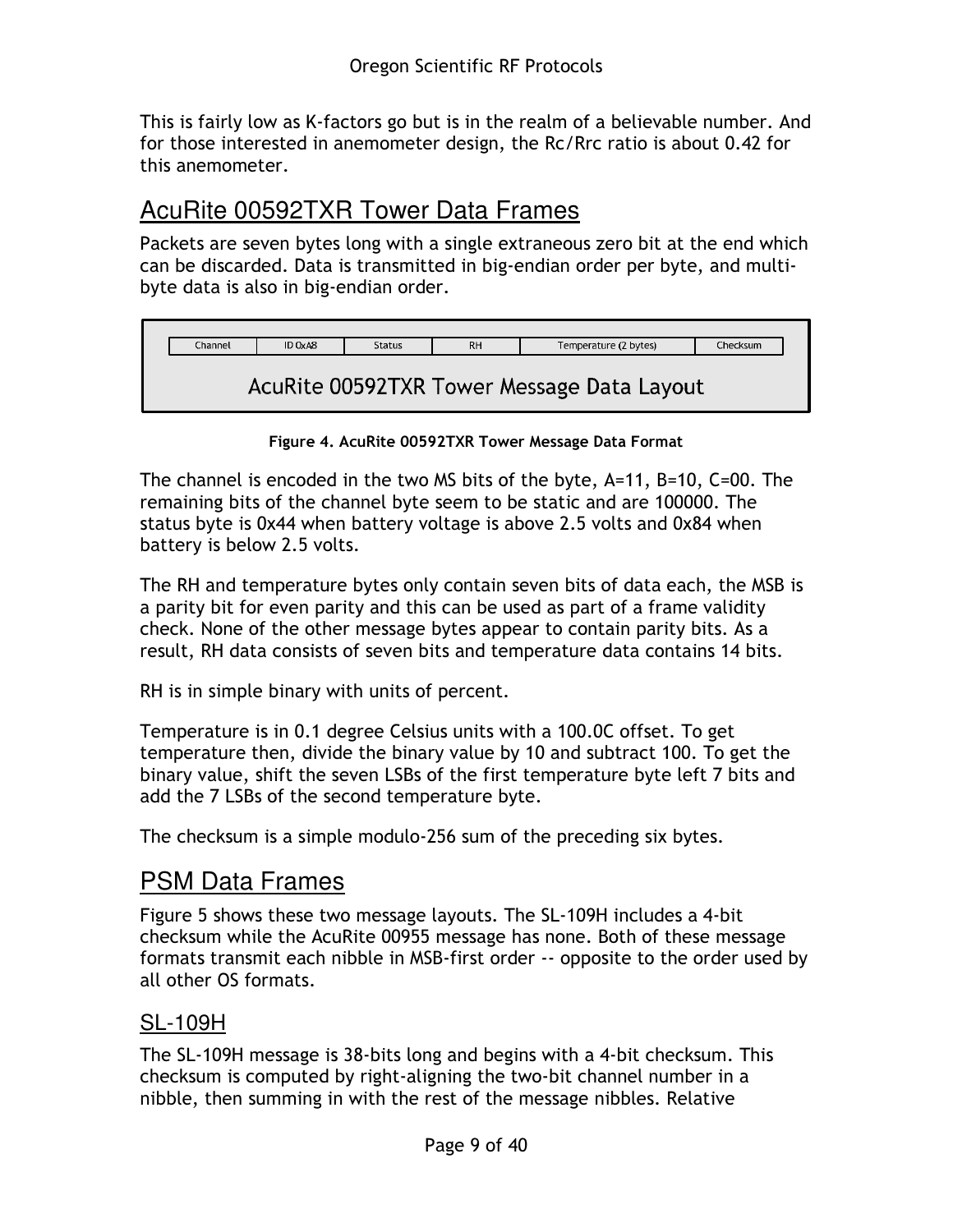This is fairly low as K-factors go but is in the realm of a believable number. And for those interested in anemometer design, the Rc/Rrc ratio is about 0.42 for this anemometer.

## AcuRite 00592TXR Tower Data Frames

Packets are seven bytes long with a single extraneous zero bit at the end which can be discarded. Data is transmitted in big-endian order per byte, and multi-byte data is also in big-endian order.

| Channel | ID 0xA8 | Status | RH | Temperature (2 bytes) | Checksum |
|---|---|---|---|---|---|

AcuRite 00592TXR Tower Message Data Layout

**Figure 4. AcuRite 00592TXR Tower Message Data Format**

The channel is encoded in the two MS bits of the byte, A=11, B=10, C=00. The remaining bits of the channel byte seem to be static and are 100000. The status byte is 0x44 when battery voltage is above 2.5 volts and 0x84 when battery is below 2.5 volts.

The RH and temperature bytes only contain seven bits of data each, the MSB is a parity bit for even parity and this can be used as part of a frame validity check. None of the other message bytes appear to contain parity bits. As a result, RH data consists of seven bits and temperature data contains 14 bits.

RH is in simple binary with units of percent.

Temperature is in 0.1 degree Celsius units with a 100.0C offset. To get temperature then, divide the binary value by 10 and subtract 100. To get the binary value, shift the seven LSBs of the first temperature byte left 7 bits and add the 7 LSBs of the second temperature byte.

The checksum is a simple modulo-256 sum of the preceding six bytes.

## PSM Data Frames

Figure 5 shows these two message layouts. The SL-109H includes a 4-bit checksum while the AcuRite 00955 message has none. Both of these message formats transmit each nibble in MSB-first order -- opposite to the order used by all other OS formats.

### SL-109H

The SL-109H message is 38-bits long and begins with a 4-bit checksum. This checksum is computed by right-aligning the two-bit channel number in a nibble, then summing in with the rest of the message nibbles. Relative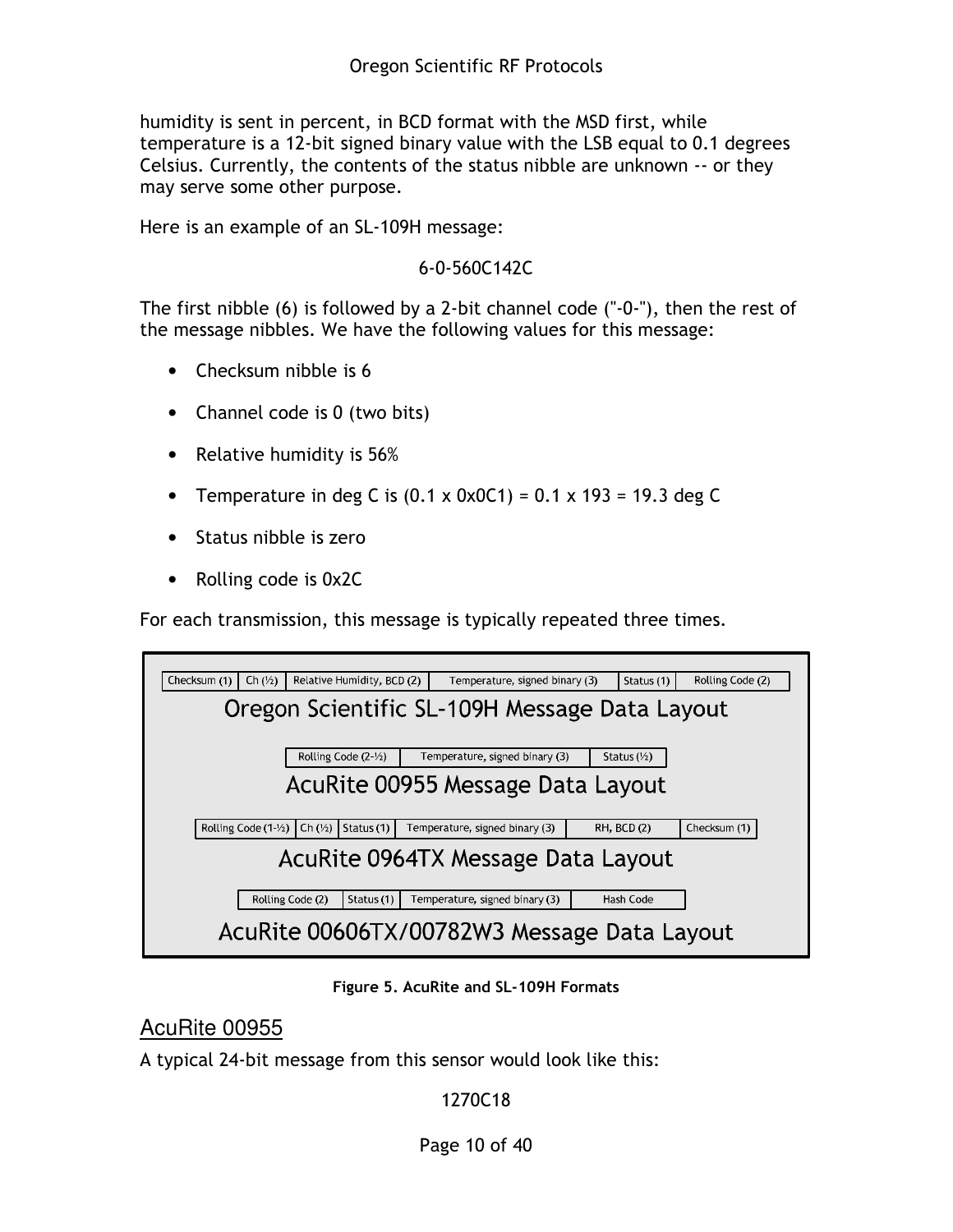humidity is sent in percent, in BCD format with the MSD first, while temperature is a 12-bit signed binary value with the LSB equal to 0.1 degrees Celsius. Currently, the contents of the status nibble are unknown -- or they may serve some other purpose.

Here is an example of an SL-109H message:

6-0-560C142C

The first nibble (6) is followed by a 2-bit channel code ("-0-"), then the rest of the message nibbles. We have the following values for this message:

- Checksum nibble is 6
- Channel code is 0 (two bits)
- Relative humidity is 56%
- Temperature in deg C is (0.1 x 0x0C1) = 0.1 x 193 = 19.3 deg C
- Status nibble is zero
- Rolling code is 0x2C

For each transmission, this message is typically repeated three times.

**Oregon Scientific SL-109H Message Data Layout**

| Checksum (1) | Ch (½) | Relative Humidity, BCD (2) | Temperature, signed binary (3) | Status (1) | Rolling Code (2) |
|---|---|---|---|---|---|

**AcuRite 00955 Message Data Layout**

| Rolling Code (2-½) | Temperature, signed binary (3) | Status (½) |
|---|---|---|

**AcuRite 0964TX Message Data Layout**

| Rolling Code (1-½) | Ch (½) | Status (1) | Temperature, signed binary (3) | RH, BCD (2) | Checksum (1) |
|---|---|---|---|---|---|

**AcuRite 00606TX/00782W3 Message Data Layout**

| Rolling Code (2) | Status (1) | Temperature, signed binary (3) | Hash Code |
|---|---|---|---|

**Figure 5. AcuRite and SL-109H Formats**

## AcuRite 00955

A typical 24-bit message from this sensor would look like this:

1270C18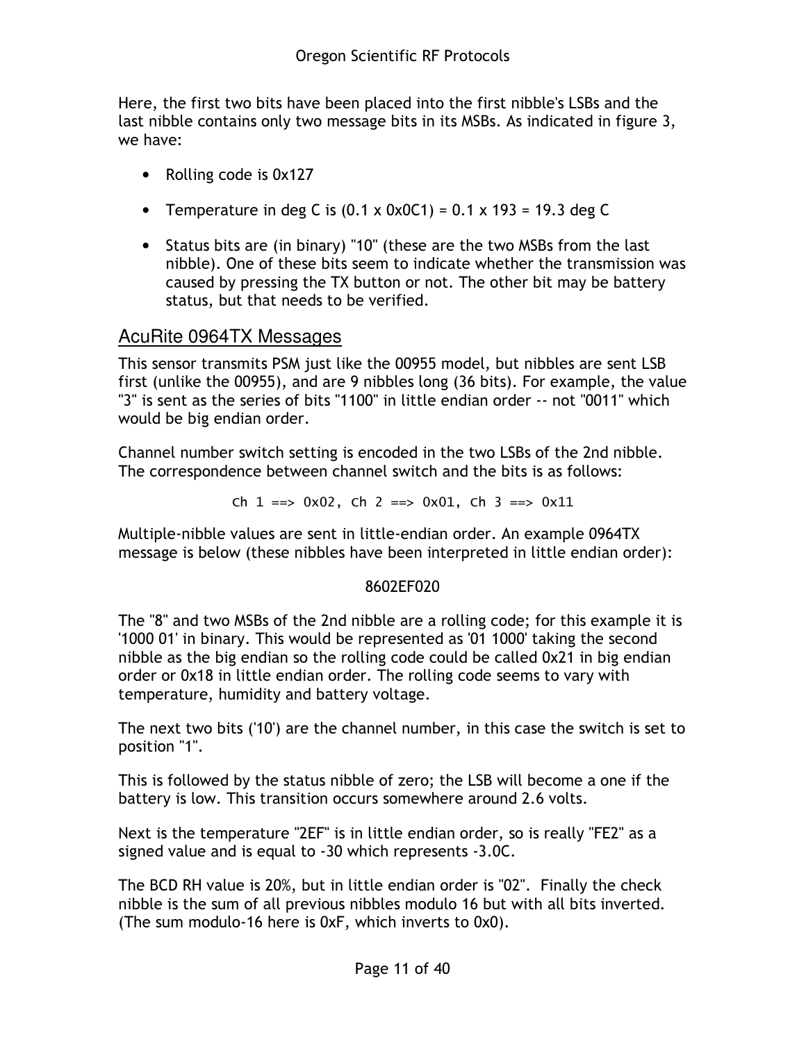Here, the first two bits have been placed into the first nibble's LSBs and the last nibble contains only two message bits in its MSBs. As indicated in figure 3, we have:

- Rolling code is 0x127
- Temperature in deg C is (0.1 x 0x0C1) = 0.1 x 193 = 19.3 deg C
- Status bits are (in binary) "10" (these are the two MSBs from the last nibble). One of these bits seem to indicate whether the transmission was caused by pressing the TX button or not. The other bit may be battery status, but that needs to be verified.

## AcuRite 0964TX Messages

This sensor transmits PSM just like the 00955 model, but nibbles are sent LSB first (unlike the 00955), and are 9 nibbles long (36 bits). For example, the value "3" is sent as the series of bits "1100" in little endian order -- not "0011" which would be big endian order.

Channel number switch setting is encoded in the two LSBs of the 2nd nibble. The correspondence between channel switch and the bits is as follows:

```
Ch 1 ==> 0x02, Ch 2 ==> 0x01, Ch 3 ==> 0x11
```

Multiple-nibble values are sent in little-endian order. An example 0964TX message is below (these nibbles have been interpreted in little endian order):

8602EF020

The "8" and two MSBs of the 2nd nibble are a rolling code; for this example it is '1000 01' in binary. This would be represented as '01 1000' taking the second nibble as the big endian so the rolling code could be called 0x21 in big endian order or 0x18 in little endian order. The rolling code seems to vary with temperature, humidity and battery voltage.

The next two bits ('10') are the channel number, in this case the switch is set to position "1".

This is followed by the status nibble of zero; the LSB will become a one if the battery is low. This transition occurs somewhere around 2.6 volts.

Next is the temperature "2EF" is in little endian order, so is really "FE2" as a signed value and is equal to -30 which represents -3.0C.

The BCD RH value is 20%, but in little endian order is "02". Finally the check nibble is the sum of all previous nibbles modulo 16 but with all bits inverted. (The sum modulo-16 here is 0xF, which inverts to 0x0).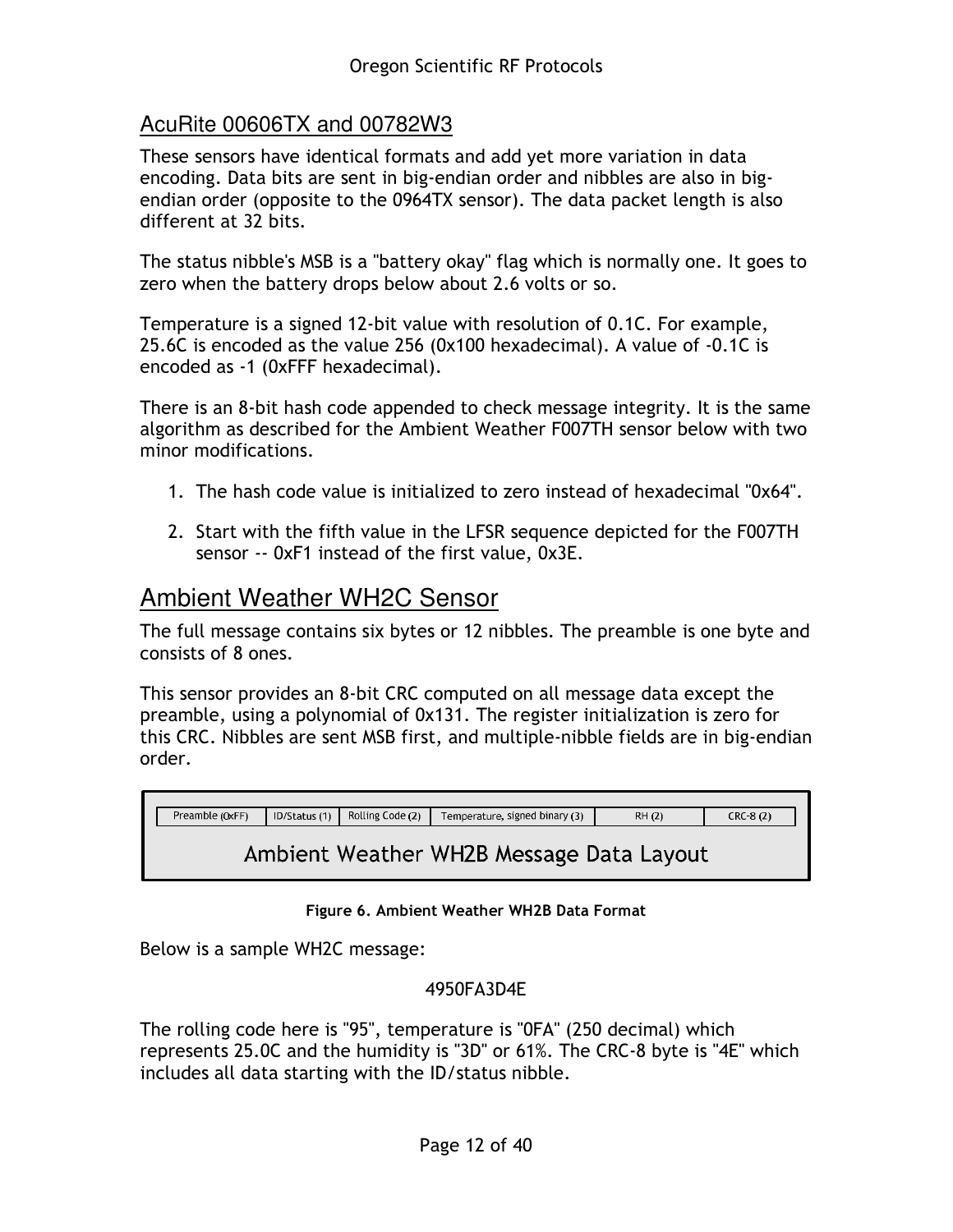## AcuRite 00606TX and 00782W3

These sensors have identical formats and add yet more variation in data encoding. Data bits are sent in big-endian order and nibbles are also in big-endian order (opposite to the 0964TX sensor). The data packet length is also different at 32 bits.

The status nibble's MSB is a "battery okay" flag which is normally one. It goes to zero when the battery drops below about 2.6 volts or so.

Temperature is a signed 12-bit value with resolution of 0.1C. For example, 25.6C is encoded as the value 256 (0x100 hexadecimal). A value of -0.1C is encoded as -1 (0xFFF hexadecimal).

There is an 8-bit hash code appended to check message integrity. It is the same algorithm as described for the Ambient Weather F007TH sensor below with two minor modifications.

1. The hash code value is initialized to zero instead of hexadecimal "0x64".
2. Start with the fifth value in the LFSR sequence depicted for the F007TH sensor -- 0xF1 instead of the first value, 0x3E.

# Ambient Weather WH2C Sensor

The full message contains six bytes or 12 nibbles. The preamble is one byte and consists of 8 ones.

This sensor provides an 8-bit CRC computed on all message data except the preamble, using a polynomial of 0x131. The register initialization is zero for this CRC. Nibbles are sent MSB first, and multiple-nibble fields are in big-endian order.

| Preamble (0xFF) | ID/Status (1) | Rolling Code (2) | Temperature, signed binary (3) | RH (2) | CRC-8 (2) |
|---|---|---|---|---|---|

Ambient Weather WH2B Message Data Layout

**Figure 6. Ambient Weather WH2B Data Format**

Below is a sample WH2C message:

4950FA3D4E

The rolling code here is "95", temperature is "0FA" (250 decimal) which represents 25.0C and the humidity is "3D" or 61%. The CRC-8 byte is "4E" which includes all data starting with the ID/status nibble.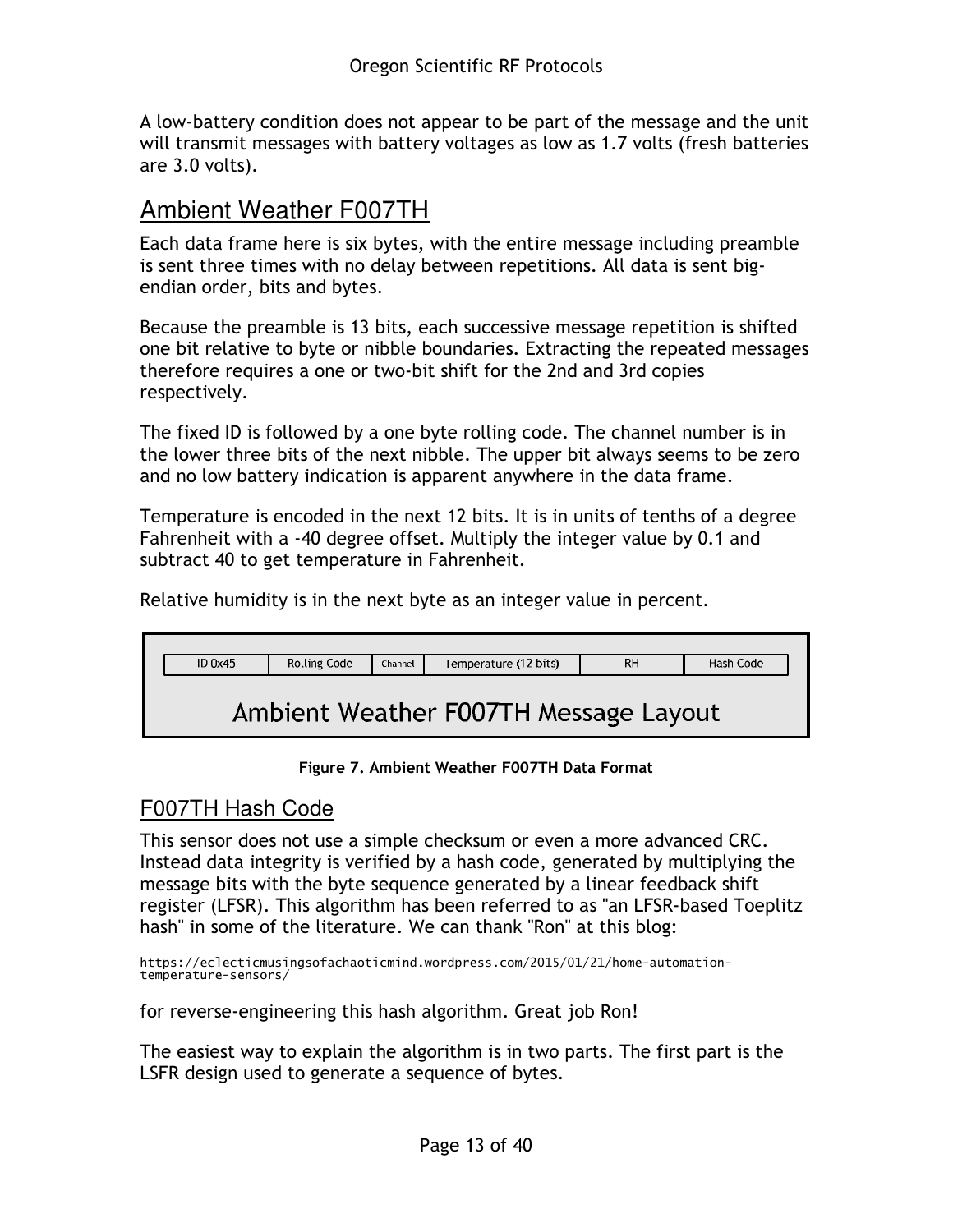A low-battery condition does not appear to be part of the message and the unit will transmit messages with battery voltages as low as 1.7 volts (fresh batteries are 3.0 volts).

## Ambient Weather F007TH

Each data frame here is six bytes, with the entire message including preamble is sent three times with no delay between repetitions. All data is sent big-endian order, bits and bytes.

Because the preamble is 13 bits, each successive message repetition is shifted one bit relative to byte or nibble boundaries. Extracting the repeated messages therefore requires a one or two-bit shift for the 2nd and 3rd copies respectively.

The fixed ID is followed by a one byte rolling code. The channel number is in the lower three bits of the next nibble. The upper bit always seems to be zero and no low battery indication is apparent anywhere in the data frame.

Temperature is encoded in the next 12 bits. It is in units of tenths of a degree Fahrenheit with a -40 degree offset. Multiply the integer value by 0.1 and subtract 40 to get temperature in Fahrenheit.

Relative humidity is in the next byte as an integer value in percent.

| ID 0x45 | Rolling Code | Channel | Temperature (12 bits) | RH | Hash Code |
|---|---|---|---|---|---|

Ambient Weather F007TH Message Layout

**Figure 7. Ambient Weather F007TH Data Format**

### F007TH Hash Code

This sensor does not use a simple checksum or even a more advanced CRC. Instead data integrity is verified by a hash code, generated by multiplying the message bits with the byte sequence generated by a linear feedback shift register (LFSR). This algorithm has been referred to as "an LFSR-based Toeplitz hash" in some of the literature. We can thank "Ron" at this blog:

https://eclecticmusingsofachaoticmind.wordpress.com/2015/01/21/home-automation-temperature-sensors/

for reverse-engineering this hash algorithm. Great job Ron!

The easiest way to explain the algorithm is in two parts. The first part is the LSFR design used to generate a sequence of bytes.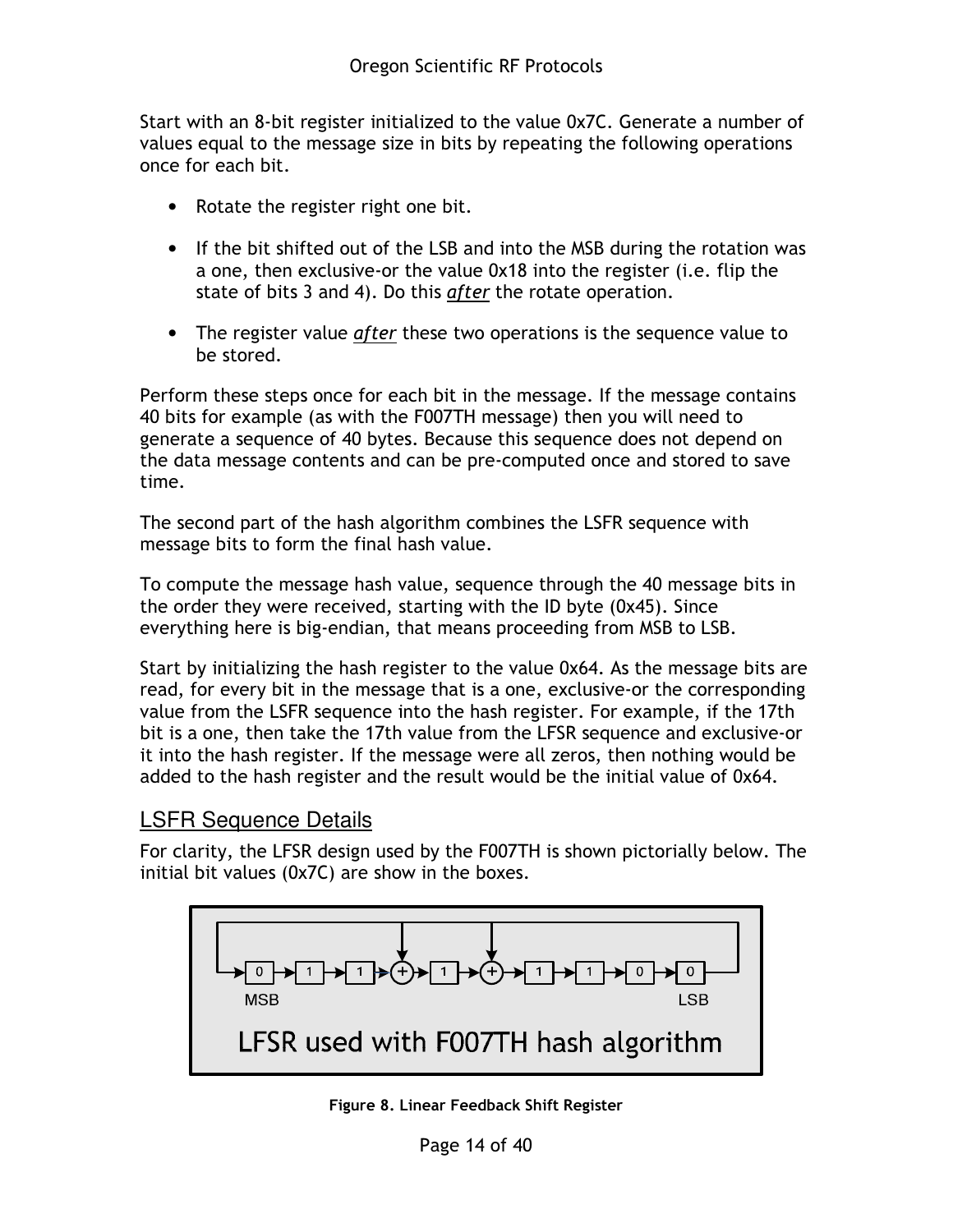Start with an 8-bit register initialized to the value 0x7C. Generate a number of values equal to the message size in bits by repeating the following operations once for each bit.

- Rotate the register right one bit.
- If the bit shifted out of the LSB and into the MSB during the rotation was a one, then exclusive-or the value 0x18 into the register (i.e. flip the state of bits 3 and 4). Do this *after* the rotate operation.
- The register value *after* these two operations is the sequence value to be stored.

Perform these steps once for each bit in the message. If the message contains 40 bits for example (as with the F007TH message) then you will need to generate a sequence of 40 bytes. Because this sequence does not depend on the data message contents and can be pre-computed once and stored to save time.

The second part of the hash algorithm combines the LSFR sequence with message bits to form the final hash value.

To compute the message hash value, sequence through the 40 message bits in the order they were received, starting with the ID byte (0x45). Since everything here is big-endian, that means proceeding from MSB to LSB.

Start by initializing the hash register to the value 0x64. As the message bits are read, for every bit in the message that is a one, exclusive-or the corresponding value from the LSFR sequence into the hash register. For example, if the 17th bit is a one, then take the 17th value from the LFSR sequence and exclusive-or it into the hash register. If the message were all zeros, then nothing would be added to the hash register and the result would be the initial value of 0x64.

## LSFR Sequence Details

For clarity, the LFSR design used by the F007TH is shown pictorially below. The initial bit values (0x7C) are show in the boxes.

```
MSB                                         LSB
[0] -> [1] -> [1] -> (+) -> [1] -> (+) -> [1] -> [1] -> [0] -> [0]
```

LFSR used with F007TH hash algorithm

**Figure 8. Linear Feedback Shift Register**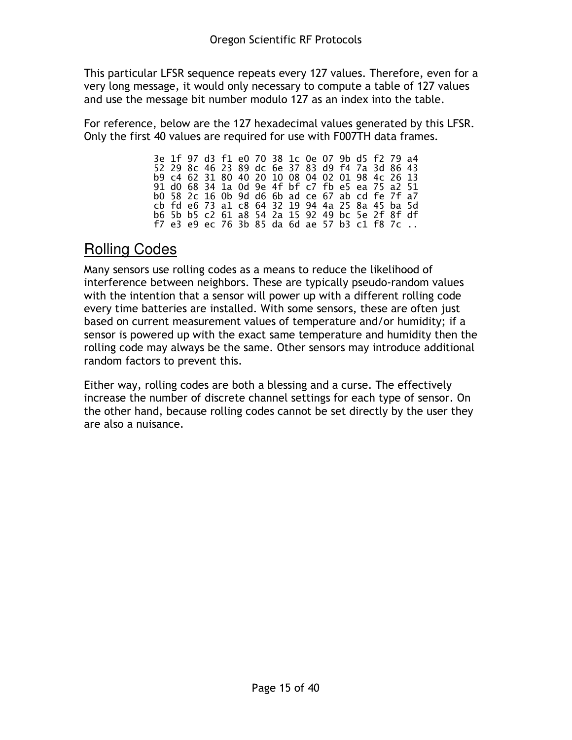This particular LFSR sequence repeats every 127 values. Therefore, even for a very long message, it would only necessary to compute a table of 127 values and use the message bit number modulo 127 as an index into the table.

For reference, below are the 127 hexadecimal values generated by this LFSR. Only the first 40 values are required for use with F007TH data frames.

```
3e 1f 97 d3 f1 e0 70 38 1c 0e 07 9b d5 f2 79 a4
52 29 8c 46 23 89 dc 6e 37 83 d9 f4 7a 3d 86 43
b9 c4 62 31 80 40 20 10 08 04 02 01 98 4c 26 13
91 d0 68 34 1a 0d 9e 4f bf c7 fb e5 ea 75 a2 51
b0 58 2c 16 0b 9d d6 6b ad ce 67 ab cd fe 7f a7
cb fd e6 73 a1 c8 64 32 19 94 4a 25 8a 45 ba 5d
b6 5b b5 c2 61 a8 54 2a 15 92 49 bc 5e 2f 8f df
f7 e3 e9 ec 76 3b 85 da 6d ae 57 b3 c1 f8 7c ..
```

## Rolling Codes

Many sensors use rolling codes as a means to reduce the likelihood of interference between neighbors. These are typically pseudo-random values with the intention that a sensor will power up with a different rolling code every time batteries are installed. With some sensors, these are often just based on current measurement values of temperature and/or humidity; if a sensor is powered up with the exact same temperature and humidity then the rolling code may always be the same. Other sensors may introduce additional random factors to prevent this.

Either way, rolling codes are both a blessing and a curse. The effectively increase the number of discrete channel settings for each type of sensor. On the other hand, because rolling codes cannot be set directly by the user they are also a nuisance.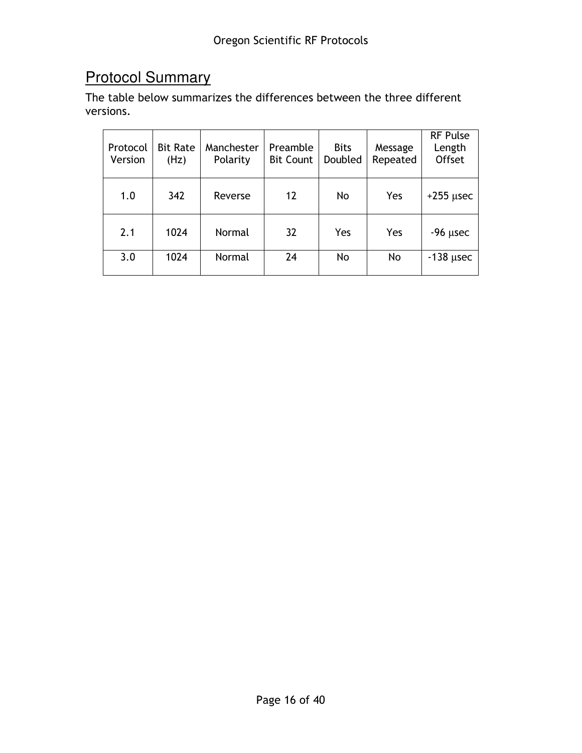## Protocol Summary

The table below summarizes the differences between the three different versions.

| Protocol Version | Bit Rate (Hz) | Manchester Polarity | Preamble Bit Count | Bits Doubled | Message Repeated | RF Pulse Length Offset |
|---|---|---|---|---|---|---|
| 1.0 | 342 | Reverse | 12 | No | Yes | +255 μsec |
| 2.1 | 1024 | Normal | 32 | Yes | Yes | -96 μsec |
| 3.0 | 1024 | Normal | 24 | No | No | -138 μsec |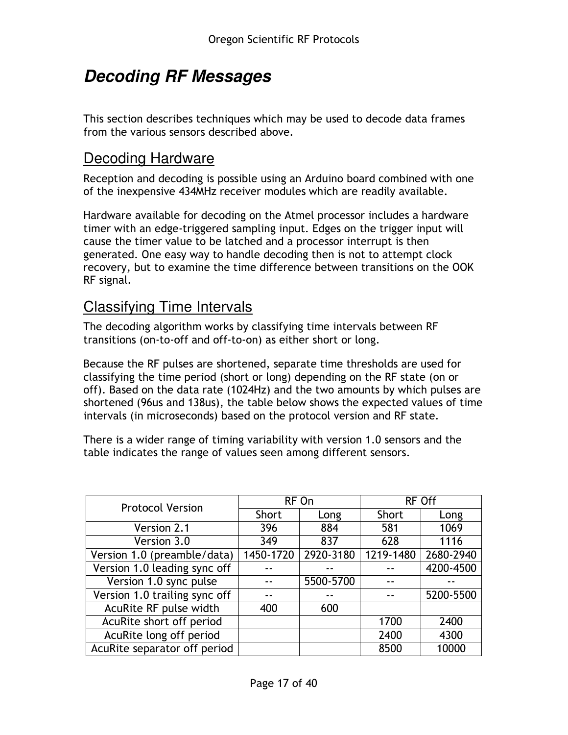# *Decoding RF Messages*

This section describes techniques which may be used to decode data frames from the various sensors described above.

## Decoding Hardware

Reception and decoding is possible using an Arduino board combined with one of the inexpensive 434MHz receiver modules which are readily available.

Hardware available for decoding on the Atmel processor includes a hardware timer with an edge-triggered sampling input. Edges on the trigger input will cause the timer value to be latched and a processor interrupt is then generated. One easy way to handle decoding then is not to attempt clock recovery, but to examine the time difference between transitions on the OOK RF signal.

## Classifying Time Intervals

The decoding algorithm works by classifying time intervals between RF transitions (on-to-off and off-to-on) as either short or long.

Because the RF pulses are shortened, separate time thresholds are used for classifying the time period (short or long) depending on the RF state (on or off). Based on the data rate (1024Hz) and the two amounts by which pulses are shortened (96us and 138us), the table below shows the expected values of time intervals (in microseconds) based on the protocol version and RF state.

There is a wider range of timing variability with version 1.0 sensors and the table indicates the range of values seen among different sensors.

| Protocol Version | RF On | | RF Off | |
|---|---|---|---|---|
| | Short | Long | Short | Long |
| Version 2.1 | 396 | 884 | 581 | 1069 |
| Version 3.0 | 349 | 837 | 628 | 1116 |
| Version 1.0 (preamble/data) | 1450-1720 | 2920-3180 | 1219-1480 | 2680-2940 |
| Version 1.0 leading sync off | -- | -- | -- | 4200-4500 |
| Version 1.0 sync pulse | -- | 5500-5700 | -- | -- |
| Version 1.0 trailing sync off | -- | -- | -- | 5200-5500 |
| AcuRite RF pulse width | 400 | 600 | | |
| AcuRite short off period | | | 1700 | 2400 |
| AcuRite long off period | | | 2400 | 4300 |
| AcuRite separator off period | | | 8500 | 10000 |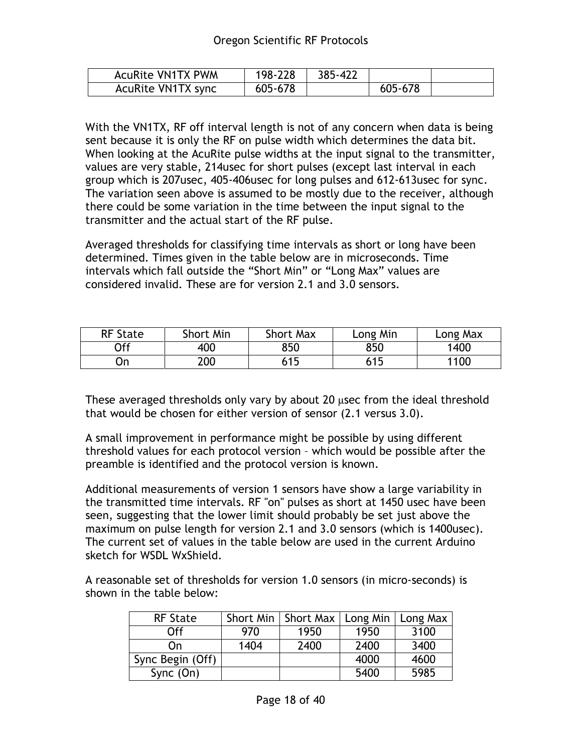| AcuRite VN1TX PWM | 198-228 | 385-422 | | |
|---|---|---|---|---|
| AcuRite VN1TX sync | 605-678 | | 605-678 | |

With the VN1TX, RF off interval length is not of any concern when data is being sent because it is only the RF on pulse width which determines the data bit. When looking at the AcuRite pulse widths at the input signal to the transmitter, values are very stable, 214usec for short pulses (except last interval in each group which is 207usec, 405-406usec for long pulses and 612-613usec for sync. The variation seen above is assumed to be mostly due to the receiver, although there could be some variation in the time between the input signal to the transmitter and the actual start of the RF pulse.

Averaged thresholds for classifying time intervals as short or long have been determined. Times given in the table below are in microseconds. Time intervals which fall outside the “Short Min” or “Long Max” values are considered invalid. These are for version 2.1 and 3.0 sensors.

| RF State | Short Min | Short Max | Long Min | Long Max |
|---|---|---|---|---|
| Off | 400 | 850 | 850 | 1400 |
| On | 200 | 615 | 615 | 1100 |

These averaged thresholds only vary by about 20 μsec from the ideal threshold that would be chosen for either version of sensor (2.1 versus 3.0).

A small improvement in performance might be possible by using different threshold values for each protocol version – which would be possible after the preamble is identified and the protocol version is known.

Additional measurements of version 1 sensors have show a large variability in the transmitted time intervals. RF "on" pulses as short at 1450 usec have been seen, suggesting that the lower limit should probably be set just above the maximum on pulse length for version 2.1 and 3.0 sensors (which is 1400usec). The current set of values in the table below are used in the current Arduino sketch for WSDL WxShield.

A reasonable set of thresholds for version 1.0 sensors (in micro-seconds) is shown in the table below:

| RF State | Short Min | Short Max | Long Min | Long Max |
|---|---|---|---|---|
| Off | 970 | 1950 | 1950 | 3100 |
| On | 1404 | 2400 | 2400 | 3400 |
| Sync Begin (Off) | | | 4000 | 4600 |
| Sync (On) | | | 5400 | 5985 |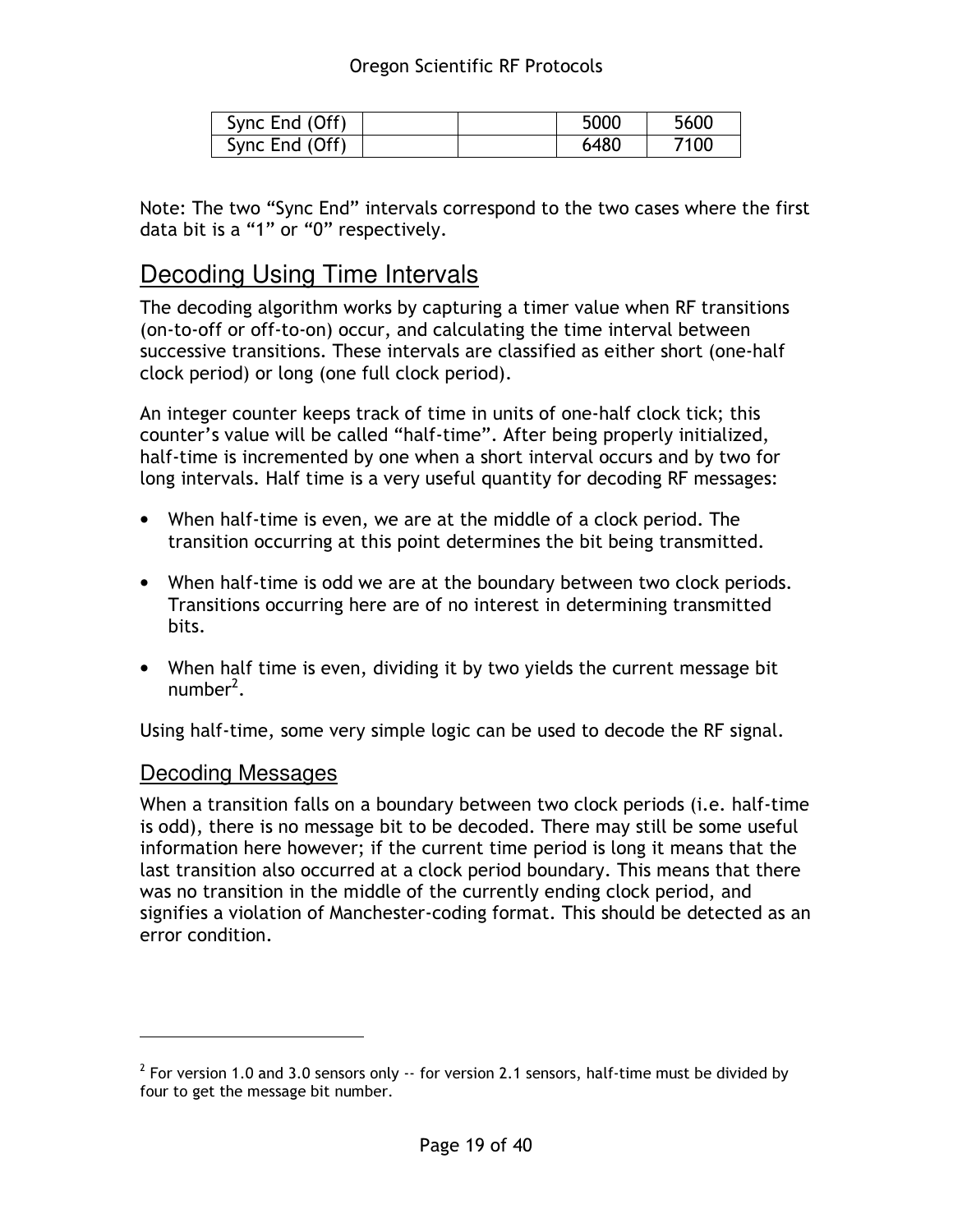| Sync End (Off) | | | 5000 | 5600 |
|---|---|---|---|---|
| Sync End (Off) | | | 6480 | 7100 |

Note: The two “Sync End” intervals correspond to the two cases where the first data bit is a “1” or “0” respectively.

# Decoding Using Time Intervals

The decoding algorithm works by capturing a timer value when RF transitions (on-to-off or off-to-on) occur, and calculating the time interval between successive transitions. These intervals are classified as either short (one-half clock period) or long (one full clock period).

An integer counter keeps track of time in units of one-half clock tick; this counter’s value will be called “half-time”. After being properly initialized, half-time is incremented by one when a short interval occurs and by two for long intervals. Half time is a very useful quantity for decoding RF messages:

- When half-time is even, we are at the middle of a clock period. The transition occurring at this point determines the bit being transmitted.
- When half-time is odd we are at the boundary between two clock periods. Transitions occurring here are of no interest in determining transmitted bits.
- When half time is even, dividing it by two yields the current message bit number[2].

Using half-time, some very simple logic can be used to decode the RF signal.

## Decoding Messages

When a transition falls on a boundary between two clock periods (i.e. half-time is odd), there is no message bit to be decoded. There may still be some useful information here however; if the current time period is long it means that the last transition also occurred at a clock period boundary. This means that there was no transition in the middle of the currently ending clock period, and signifies a violation of Manchester-coding format. This should be detected as an error condition.

---

[2] For version 1.0 and 3.0 sensors only -- for version 2.1 sensors, half-time must be divided by four to get the message bit number.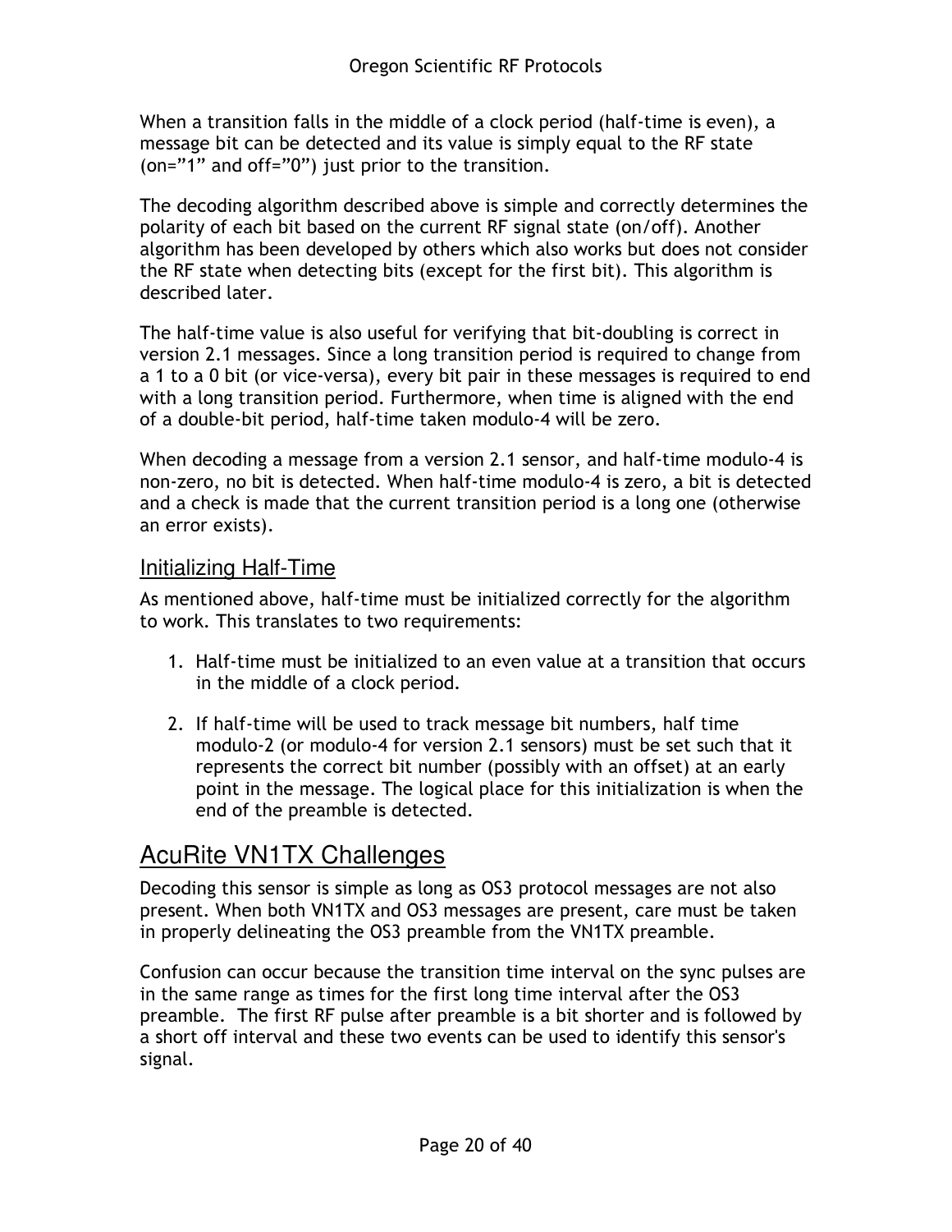When a transition falls in the middle of a clock period (half-time is even), a message bit can be detected and its value is simply equal to the RF state (on="1" and off="0") just prior to the transition.

The decoding algorithm described above is simple and correctly determines the polarity of each bit based on the current RF signal state (on/off). Another algorithm has been developed by others which also works but does not consider the RF state when detecting bits (except for the first bit). This algorithm is described later.

The half-time value is also useful for verifying that bit-doubling is correct in version 2.1 messages. Since a long transition period is required to change from a 1 to a 0 bit (or vice-versa), every bit pair in these messages is required to end with a long transition period. Furthermore, when time is aligned with the end of a double-bit period, half-time taken modulo-4 will be zero.

When decoding a message from a version 2.1 sensor, and half-time modulo-4 is non-zero, no bit is detected. When half-time modulo-4 is zero, a bit is detected and a check is made that the current transition period is a long one (otherwise an error exists).

### Initializing Half-Time

As mentioned above, half-time must be initialized correctly for the algorithm to work. This translates to two requirements:

1. Half-time must be initialized to an even value at a transition that occurs in the middle of a clock period.

2. If half-time will be used to track message bit numbers, half time modulo-2 (or modulo-4 for version 2.1 sensors) must be set such that it represents the correct bit number (possibly with an offset) at an early point in the message. The logical place for this initialization is when the end of the preamble is detected.

## AcuRite VN1TX Challenges

Decoding this sensor is simple as long as OS3 protocol messages are not also present. When both VN1TX and OS3 messages are present, care must be taken in properly delineating the OS3 preamble from the VN1TX preamble.

Confusion can occur because the transition time interval on the sync pulses are in the same range as times for the first long time interval after the OS3 preamble. The first RF pulse after preamble is a bit shorter and is followed by a short off interval and these two events can be used to identify this sensor's signal.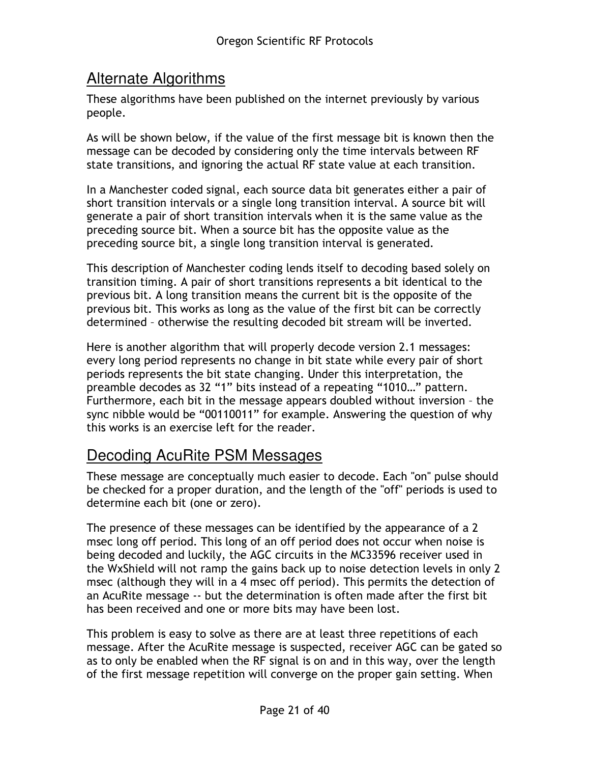## Alternate Algorithms

These algorithms have been published on the internet previously by various people.

As will be shown below, if the value of the first message bit is known then the message can be decoded by considering only the time intervals between RF state transitions, and ignoring the actual RF state value at each transition.

In a Manchester coded signal, each source data bit generates either a pair of short transition intervals or a single long transition interval. A source bit will generate a pair of short transition intervals when it is the same value as the preceding source bit. When a source bit has the opposite value as the preceding source bit, a single long transition interval is generated.

This description of Manchester coding lends itself to decoding based solely on transition timing. A pair of short transitions represents a bit identical to the previous bit. A long transition means the current bit is the opposite of the previous bit. This works as long as the value of the first bit can be correctly determined – otherwise the resulting decoded bit stream will be inverted.

Here is another algorithm that will properly decode version 2.1 messages: every long period represents no change in bit state while every pair of short periods represents the bit state changing. Under this interpretation, the preamble decodes as 32 "1" bits instead of a repeating "1010…" pattern. Furthermore, each bit in the message appears doubled without inversion – the sync nibble would be "00110011" for example. Answering the question of why this works is an exercise left for the reader.

## Decoding AcuRite PSM Messages

These message are conceptually much easier to decode. Each "on" pulse should be checked for a proper duration, and the length of the "off" periods is used to determine each bit (one or zero).

The presence of these messages can be identified by the appearance of a 2 msec long off period. This long of an off period does not occur when noise is being decoded and luckily, the AGC circuits in the MC33596 receiver used in the WxShield will not ramp the gains back up to noise detection levels in only 2 msec (although they will in a 4 msec off period). This permits the detection of an AcuRite message -- but the determination is often made after the first bit has been received and one or more bits may have been lost.

This problem is easy to solve as there are at least three repetitions of each message. After the AcuRite message is suspected, receiver AGC can be gated so as to only be enabled when the RF signal is on and in this way, over the length of the first message repetition will converge on the proper gain setting. When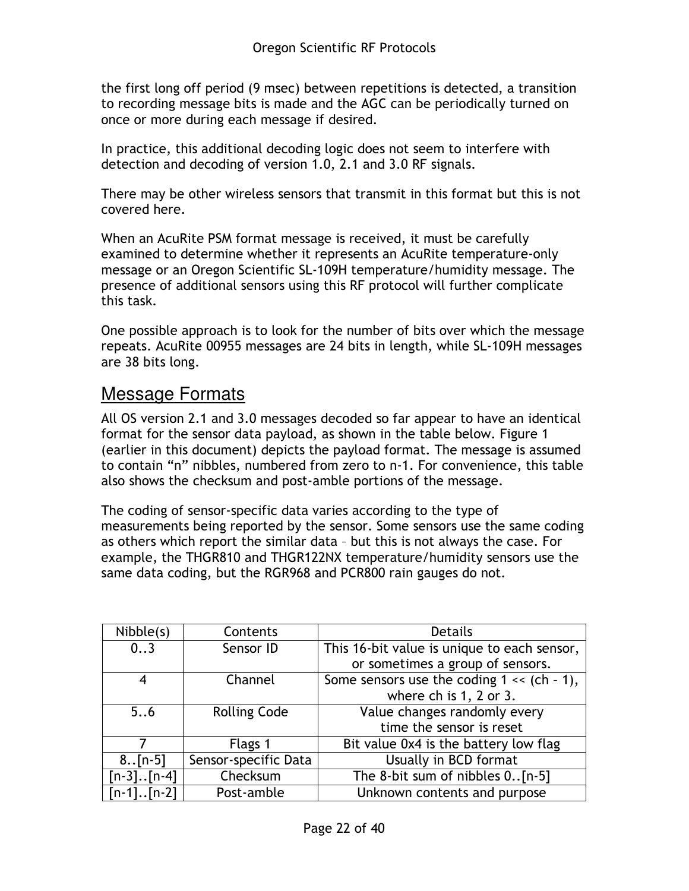the first long off period (9 msec) between repetitions is detected, a transition to recording message bits is made and the AGC can be periodically turned on once or more during each message if desired.

In practice, this additional decoding logic does not seem to interfere with detection and decoding of version 1.0, 2.1 and 3.0 RF signals.

There may be other wireless sensors that transmit in this format but this is not covered here.

When an AcuRite PSM format message is received, it must be carefully examined to determine whether it represents an AcuRite temperature-only message or an Oregon Scientific SL-109H temperature/humidity message. The presence of additional sensors using this RF protocol will further complicate this task.

One possible approach is to look for the number of bits over which the message repeats. AcuRite 00955 messages are 24 bits in length, while SL-109H messages are 38 bits long.

## Message Formats

All OS version 2.1 and 3.0 messages decoded so far appear to have an identical format for the sensor data payload, as shown in the table below. Figure 1 (earlier in this document) depicts the payload format. The message is assumed to contain "n" nibbles, numbered from zero to n-1. For convenience, this table also shows the checksum and post-amble portions of the message.

The coding of sensor-specific data varies according to the type of measurements being reported by the sensor. Some sensors use the same coding as others which report the similar data – but this is not always the case. For example, the THGR810 and THGR122NX temperature/humidity sensors use the same data coding, but the RGR968 and PCR800 rain gauges do not.

| Nibble(s) | Contents | Details |
|---|---|---|
| 0..3 | Sensor ID | This 16-bit value is unique to each sensor, or sometimes a group of sensors. |
| 4 | Channel | Some sensors use the coding 1 << (ch – 1), where ch is 1, 2 or 3. |
| 5..6 | Rolling Code | Value changes randomly every time the sensor is reset |
| 7 | Flags 1 | Bit value 0x4 is the battery low flag |
| 8..[n-5] | Sensor-specific Data | Usually in BCD format |
| [n-3]..[n-4] | Checksum | The 8-bit sum of nibbles 0..[n-5] |
| [n-1]..[n-2] | Post-amble | Unknown contents and purpose |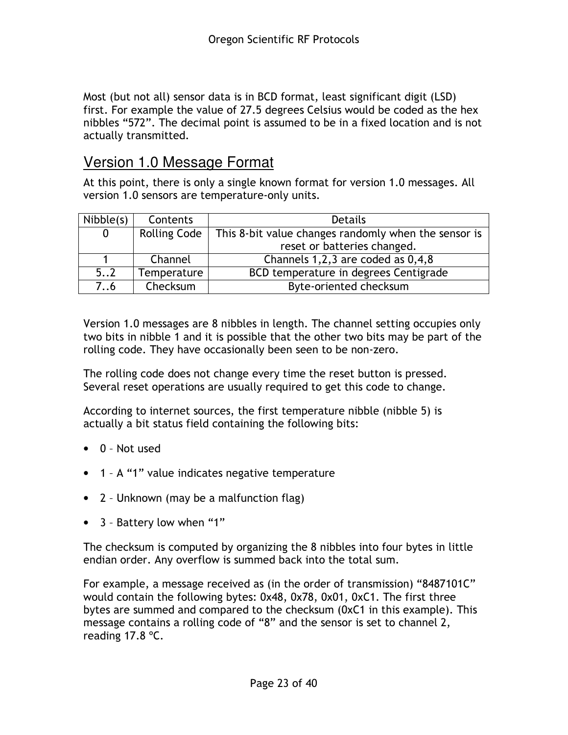Most (but not all) sensor data is in BCD format, least significant digit (LSD) first. For example the value of 27.5 degrees Celsius would be coded as the hex nibbles “572”. The decimal point is assumed to be in a fixed location and is not actually transmitted.

## Version 1.0 Message Format

At this point, there is only a single known format for version 1.0 messages. All version 1.0 sensors are temperature-only units.

| Nibble(s) | Contents | Details |
|---|---|---|
| 0 | Rolling Code | This 8-bit value changes randomly when the sensor is reset or batteries changed. |
| 1 | Channel | Channels 1,2,3 are coded as 0,4,8 |
| 5..2 | Temperature | BCD temperature in degrees Centigrade |
| 7..6 | Checksum | Byte-oriented checksum |

Version 1.0 messages are 8 nibbles in length. The channel setting occupies only two bits in nibble 1 and it is possible that the other two bits may be part of the rolling code. They have occasionally been seen to be non-zero.

The rolling code does not change every time the reset button is pressed. Several reset operations are usually required to get this code to change.

According to internet sources, the first temperature nibble (nibble 5) is actually a bit status field containing the following bits:

- 0 – Not used
- 1 – A “1” value indicates negative temperature
- 2 – Unknown (may be a malfunction flag)
- 3 – Battery low when “1”

The checksum is computed by organizing the 8 nibbles into four bytes in little endian order. Any overflow is summed back into the total sum.

For example, a message received as (in the order of transmission) “8487101C” would contain the following bytes: 0x48, 0x78, 0x01, 0xC1. The first three bytes are summed and compared to the checksum (0xC1 in this example). This message contains a rolling code of “8” and the sensor is set to channel 2, reading 17.8 °C.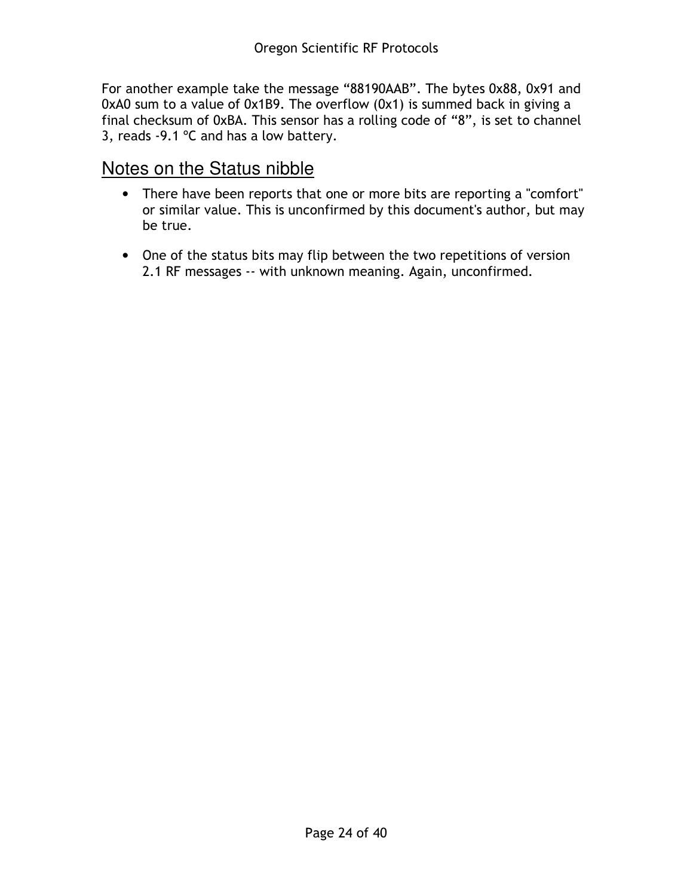For another example take the message “88190AAB”. The bytes 0x88, 0x91 and 0xA0 sum to a value of 0x1B9. The overflow (0x1) is summed back in giving a final checksum of 0xBA. This sensor has a rolling code of “8”, is set to channel 3, reads -9.1 ºC and has a low battery.

## Notes on the Status nibble

- There have been reports that one or more bits are reporting a "comfort" or similar value. This is unconfirmed by this document's author, but may be true.
- One of the status bits may flip between the two repetitions of version 2.1 RF messages -- with unknown meaning. Again, unconfirmed.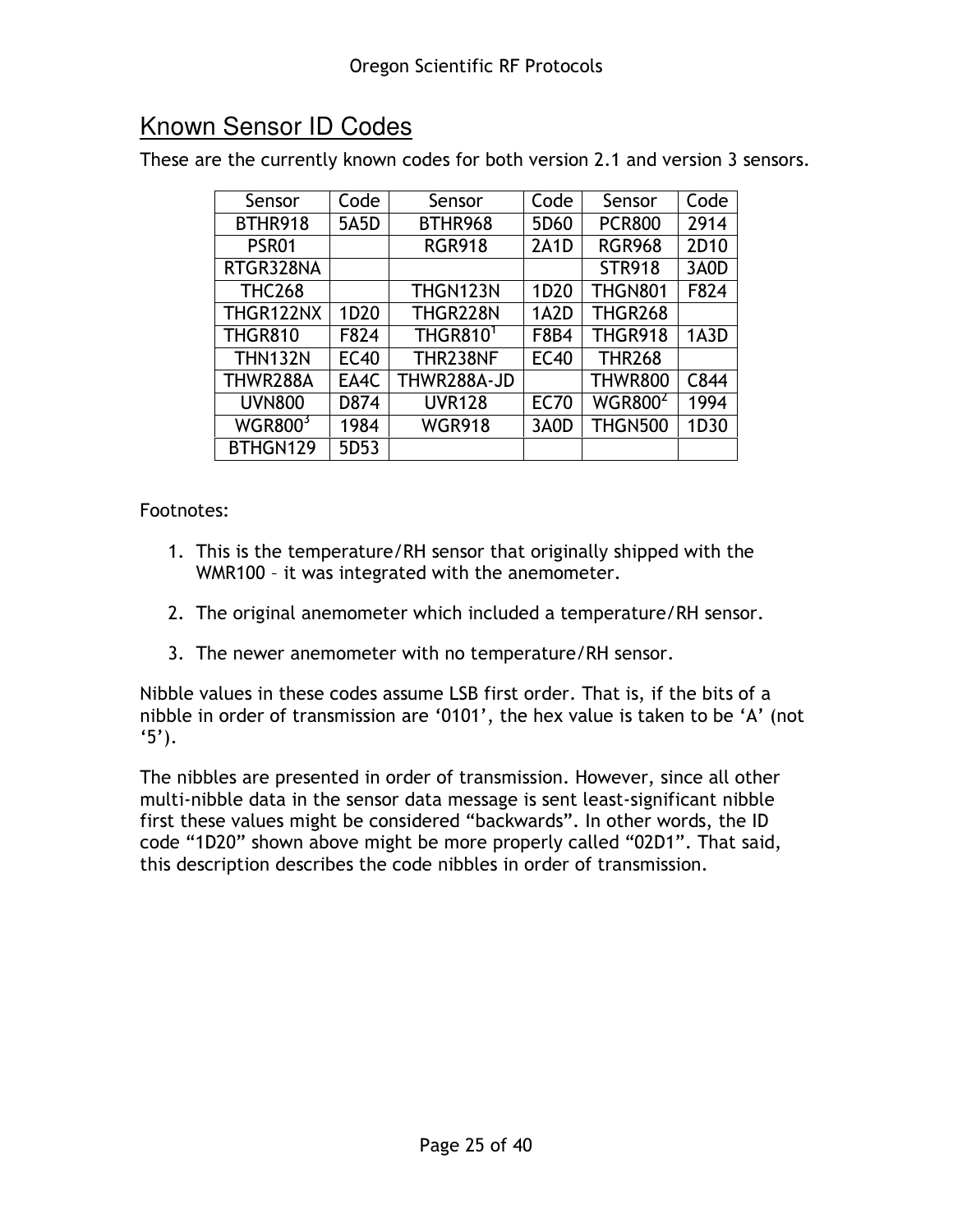## Known Sensor ID Codes

These are the currently known codes for both version 2.1 and version 3 sensors.

| Sensor | Code | Sensor | Code | Sensor | Code |
|---|---|---|---|---|---|
| BTHR918 | 5A5D | BTHR968 | 5D60 | PCR800 | 2914 |
| PSR01 | | RGR918 | 2A1D | RGR968 | 2D10 |
| RTGR328NA | | | | STR918 | 3A0D |
| THC268 | | THGN123N | 1D20 | THGN801 | F824 |
| THGR122NX | 1D20 | THGR228N | 1A2D | THGR268 | |
| THGR810 | F824 | THGR810[1] | F8B4 | THGR918 | 1A3D |
| THN132N | EC40 | THR238NF | EC40 | THR268 | |
| THWR288A | EA4C | THWR288A-JD | | THWR800 | C844 |
| UVN800 | D874 | UVR128 | EC70 | WGR800[2] | 1994 |
| WGR800[3] | 1984 | WGR918 | 3A0D | THGN500 | 1D30 |
| BTHGN129 | 5D53 | | | | |

Footnotes:

1. This is the temperature/RH sensor that originally shipped with the WMR100 – it was integrated with the anemometer.
2. The original anemometer which included a temperature/RH sensor.
3. The newer anemometer with no temperature/RH sensor.

Nibble values in these codes assume LSB first order. That is, if the bits of a nibble in order of transmission are '0101', the hex value is taken to be 'A' (not '5').

The nibbles are presented in order of transmission. However, since all other multi-nibble data in the sensor data message is sent least-significant nibble first these values might be considered "backwards". In other words, the ID code "1D20" shown above might be more properly called "02D1". That said, this description describes the code nibbles in order of transmission.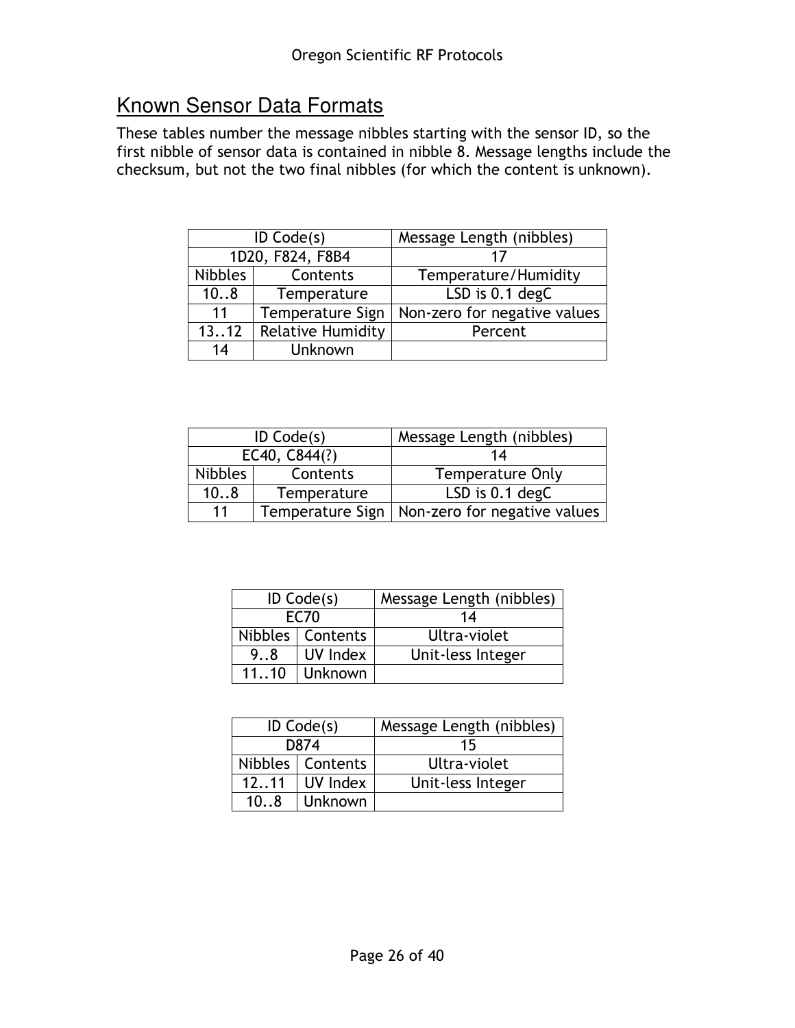## Known Sensor Data Formats

These tables number the message nibbles starting with the sensor ID, so the first nibble of sensor data is contained in nibble 8. Message lengths include the checksum, but not the two final nibbles (for which the content is unknown).

| ID Code(s) | | Message Length (nibbles) |
|---|---|---|
| 1D20, F824, F8B4 | | 17 |
| Nibbles | Contents | Temperature/Humidity |
| 10..8 | Temperature | LSD is 0.1 degC |
| 11 | Temperature Sign | Non-zero for negative values |
| 13..12 | Relative Humidity | Percent |
| 14 | Unknown | |

| ID Code(s) | | Message Length (nibbles) |
|---|---|---|
| EC40, C844(?) | | 14 |
| Nibbles | Contents | Temperature Only |
| 10..8 | Temperature | LSD is 0.1 degC |
| 11 | Temperature Sign | Non-zero for negative values |

| ID Code(s) | | Message Length (nibbles) |
|---|---|---|
| EC70 | | 14 |
| Nibbles | Contents | Ultra-violet |
| 9..8 | UV Index | Unit-less Integer |
| 11..10 | Unknown | |

| ID Code(s) | | Message Length (nibbles) |
|---|---|---|
| D874 | | 15 |
| Nibbles | Contents | Ultra-violet |
| 12..11 | UV Index | Unit-less Integer |
| 10..8 | Unknown | |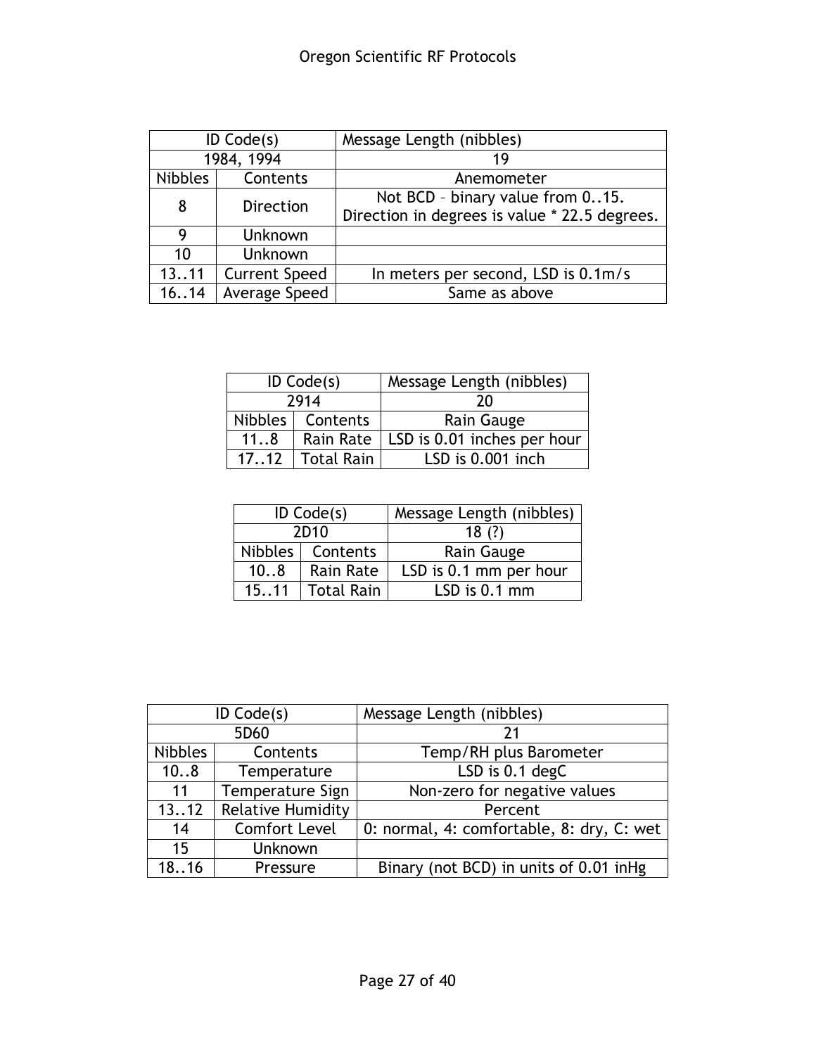| ID Code(s) | | Message Length (nibbles) |
|---|---|---|
| 1984, 1994 | | 19 |
| Nibbles | Contents | Anemometer |
| 8 | Direction | Not BCD – binary value from 0..15. Direction in degrees is value * 22.5 degrees. |
| 9 | Unknown | |
| 10 | Unknown | |
| 13..11 | Current Speed | In meters per second, LSD is 0.1m/s |
| 16..14 | Average Speed | Same as above |

| ID Code(s) | | Message Length (nibbles) |
|---|---|---|
| 2914 | | 20 |
| Nibbles | Contents | Rain Gauge |
| 11..8 | Rain Rate | LSD is 0.01 inches per hour |
| 17..12 | Total Rain | LSD is 0.001 inch |

| ID Code(s) | | Message Length (nibbles) |
|---|---|---|
| 2D10 | | 18 (?) |
| Nibbles | Contents | Rain Gauge |
| 10..8 | Rain Rate | LSD is 0.1 mm per hour |
| 15..11 | Total Rain | LSD is 0.1 mm |

| ID Code(s) | | Message Length (nibbles) |
|---|---|---|
| 5D60 | | 21 |
| Nibbles | Contents | Temp/RH plus Barometer |
| 10..8 | Temperature | LSD is 0.1 degC |
| 11 | Temperature Sign | Non-zero for negative values |
| 13..12 | Relative Humidity | Percent |
| 14 | Comfort Level | 0: normal, 4: comfortable, 8: dry, C: wet |
| 15 | Unknown | |
| 18..16 | Pressure | Binary (not BCD) in units of 0.01 inHg |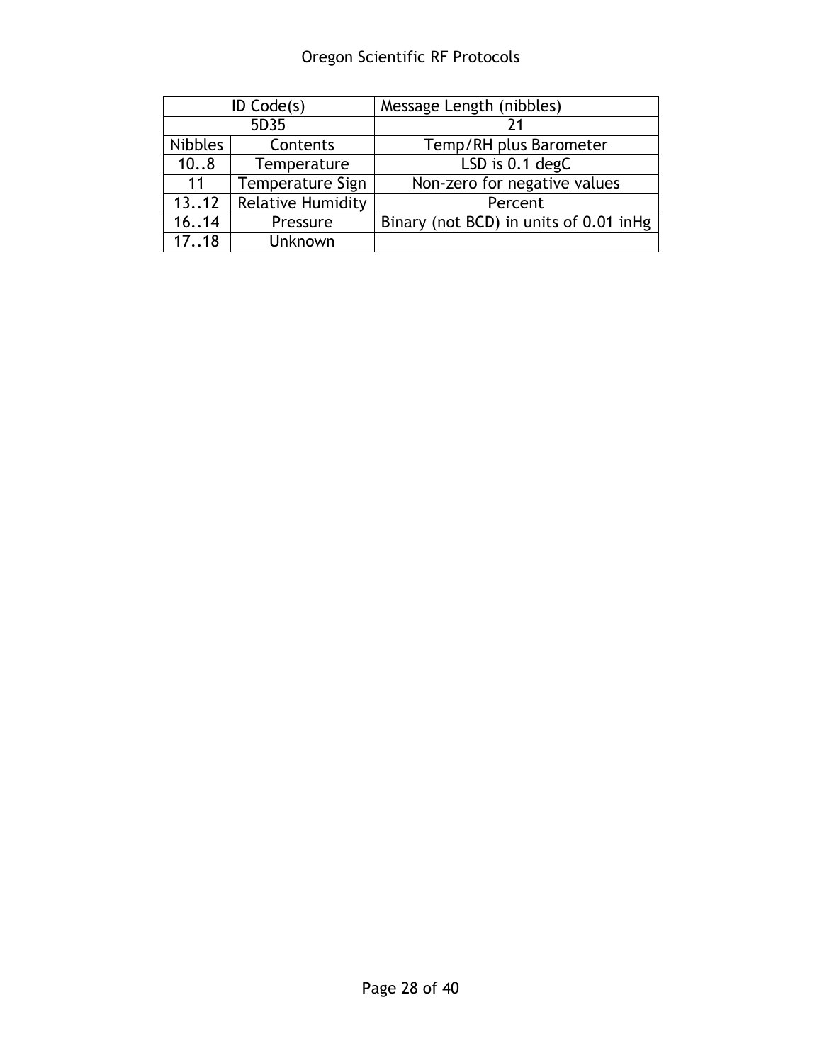| ID Code(s) | | Message Length (nibbles) |
|---|---|---|
| 5D35 | | 21 |
| Nibbles | Contents | Temp/RH plus Barometer |
| 10..8 | Temperature | LSD is 0.1 degC |
| 11 | Temperature Sign | Non-zero for negative values |
| 13..12 | Relative Humidity | Percent |
| 16..14 | Pressure | Binary (not BCD) in units of 0.01 inHg |
| 17..18 | Unknown | |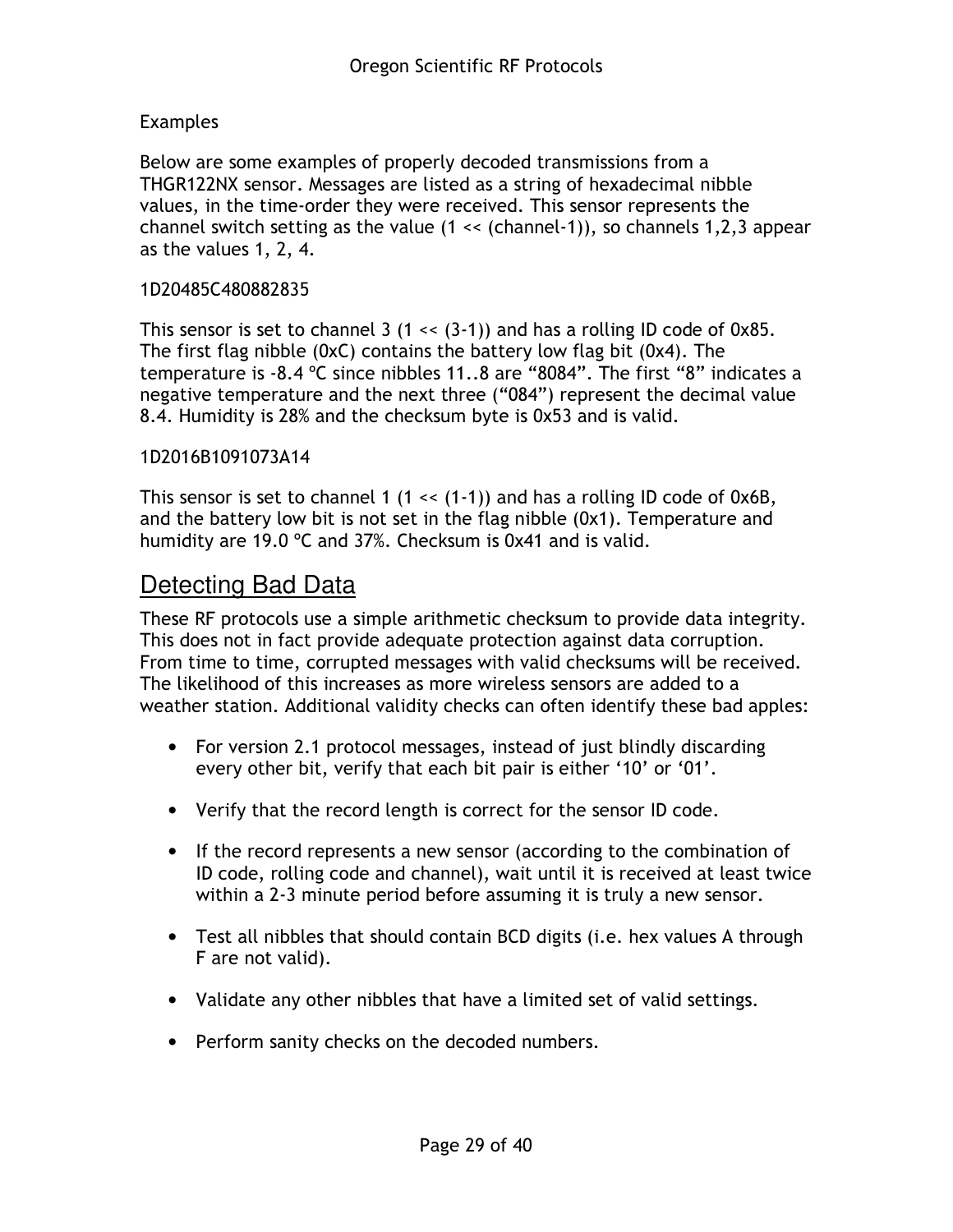Examples

Below are some examples of properly decoded transmissions from a THGR122NX sensor. Messages are listed as a string of hexadecimal nibble values, in the time-order they were received. This sensor represents the channel switch setting as the value (1 << (channel-1)), so channels 1,2,3 appear as the values 1, 2, 4.

1D20485C480882835

This sensor is set to channel 3 (1 << (3-1)) and has a rolling ID code of 0x85. The first flag nibble (0xC) contains the battery low flag bit (0x4). The temperature is -8.4 ºC since nibbles 11..8 are "8084". The first "8" indicates a negative temperature and the next three ("084") represent the decimal value 8.4. Humidity is 28% and the checksum byte is 0x53 and is valid.

1D2016B1091073A14

This sensor is set to channel 1 (1 << (1-1)) and has a rolling ID code of 0x6B, and the battery low bit is not set in the flag nibble (0x1). Temperature and humidity are 19.0 ºC and 37%. Checksum is 0x41 and is valid.

## Detecting Bad Data

These RF protocols use a simple arithmetic checksum to provide data integrity. This does not in fact provide adequate protection against data corruption. From time to time, corrupted messages with valid checksums will be received. The likelihood of this increases as more wireless sensors are added to a weather station. Additional validity checks can often identify these bad apples:

- For version 2.1 protocol messages, instead of just blindly discarding every other bit, verify that each bit pair is either '10' or '01'.
- Verify that the record length is correct for the sensor ID code.
- If the record represents a new sensor (according to the combination of ID code, rolling code and channel), wait until it is received at least twice within a 2-3 minute period before assuming it is truly a new sensor.
- Test all nibbles that should contain BCD digits (i.e. hex values A through F are not valid).
- Validate any other nibbles that have a limited set of valid settings.
- Perform sanity checks on the decoded numbers.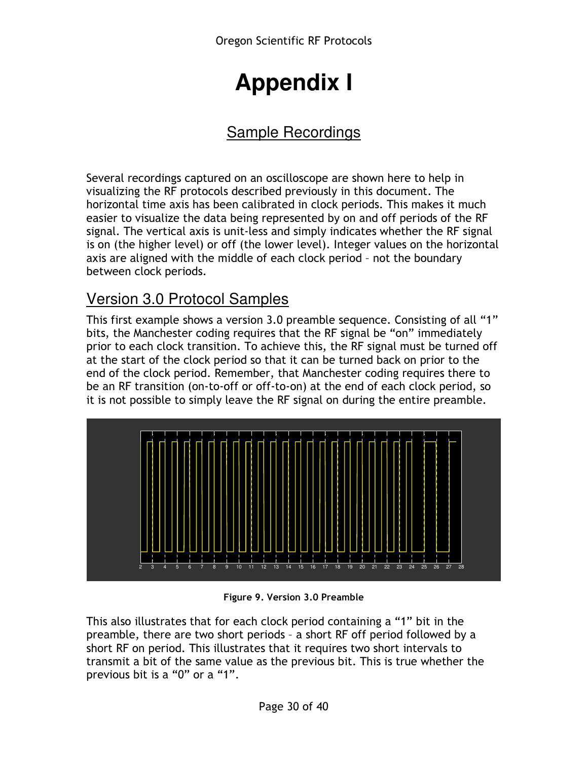# Appendix I

## Sample Recordings

Several recordings captured on an oscilloscope are shown here to help in visualizing the RF protocols described previously in this document. The horizontal time axis has been calibrated in clock periods. This makes it much easier to visualize the data being represented by on and off periods of the RF signal. The vertical axis is unit-less and simply indicates whether the RF signal is on (the higher level) or off (the lower level). Integer values on the horizontal axis are aligned with the middle of each clock period – not the boundary between clock periods.

### Version 3.0 Protocol Samples

This first example shows a version 3.0 preamble sequence. Consisting of all "1" bits, the Manchester coding requires that the RF signal be "on" immediately prior to each clock transition. To achieve this, the RF signal must be turned off at the start of the clock period so that it can be turned back on prior to the end of the clock period. Remember, that Manchester coding requires there to be an RF transition (on-to-off or off-to-on) at the end of each clock period, so it is not possible to simply leave the RF signal on during the entire preamble.

**Figure 9. Version 3.0 Preamble**

This also illustrates that for each clock period containing a "1" bit in the preamble, there are two short periods – a short RF off period followed by a short RF on period. This illustrates that it requires two short intervals to transmit a bit of the same value as the previous bit. This is true whether the previous bit is a "0" or a "1".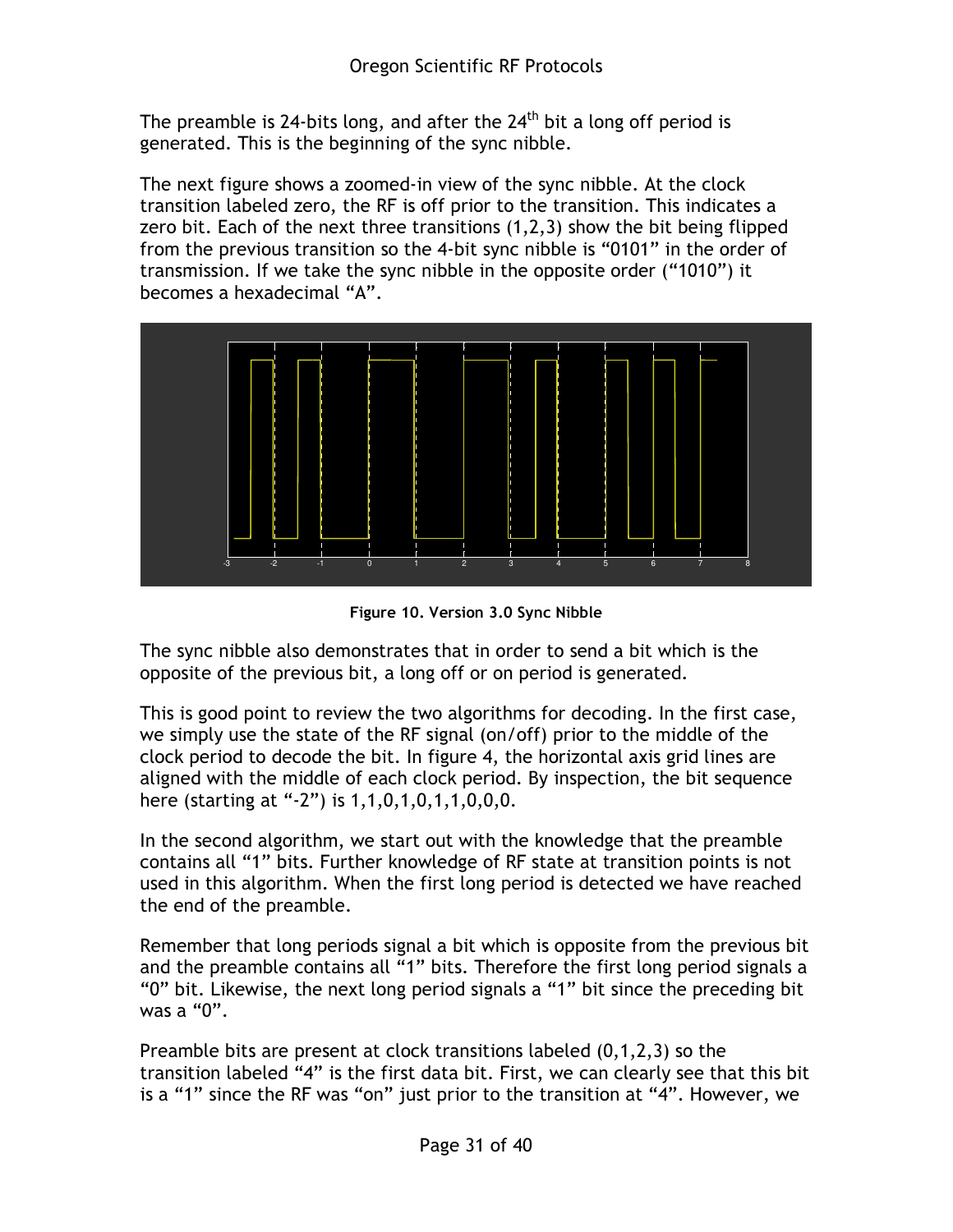The preamble is 24-bits long, and after the 24[th] bit a long off period is generated. This is the beginning of the sync nibble.

The next figure shows a zoomed-in view of the sync nibble. At the clock transition labeled zero, the RF is off prior to the transition. This indicates a zero bit. Each of the next three transitions (1,2,3) show the bit being flipped from the previous transition so the 4-bit sync nibble is "0101" in the order of transmission. If we take the sync nibble in the opposite order ("1010") it becomes a hexadecimal "A".

**Figure 10. Version 3.0 Sync Nibble**

The sync nibble also demonstrates that in order to send a bit which is the opposite of the previous bit, a long off or on period is generated.

This is good point to review the two algorithms for decoding. In the first case, we simply use the state of the RF signal (on/off) prior to the middle of the clock period to decode the bit. In figure 4, the horizontal axis grid lines are aligned with the middle of each clock period. By inspection, the bit sequence here (starting at "-2") is 1,1,0,1,0,1,1,0,0,0.

In the second algorithm, we start out with the knowledge that the preamble contains all "1" bits. Further knowledge of RF state at transition points is not used in this algorithm. When the first long period is detected we have reached the end of the preamble.

Remember that long periods signal a bit which is opposite from the previous bit and the preamble contains all "1" bits. Therefore the first long period signals a "0" bit. Likewise, the next long period signals a "1" bit since the preceding bit was a "0".

Preamble bits are present at clock transitions labeled (0,1,2,3) so the transition labeled "4" is the first data bit. First, we can clearly see that this bit is a "1" since the RF was "on" just prior to the transition at "4". However, we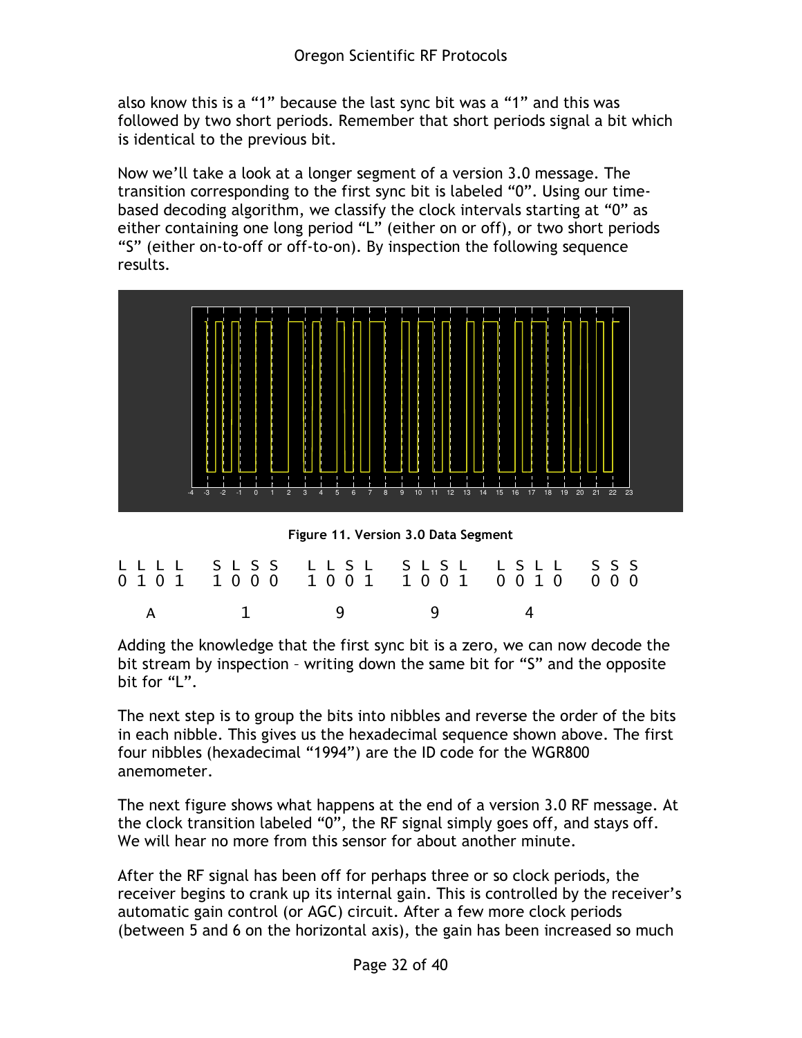also know this is a "1" because the last sync bit was a "1" and this was followed by two short periods. Remember that short periods signal a bit which is identical to the previous bit.

Now we'll take a look at a longer segment of a version 3.0 message. The transition corresponding to the first sync bit is labeled "0". Using our time-based decoding algorithm, we classify the clock intervals starting at "0" as either containing one long period "L" (either on or off), or two short periods "S" (either on-to-off or off-to-on). By inspection the following sequence results.

**Figure 11. Version 3.0 Data Segment**

```
L L L L   S L S S   L L S L   S L S L   L S L L   S S S
0 1 0 1   1 0 0 0   1 0 0 1   1 0 0 1   0 0 1 0   0 0 0

   A         1         9         9         4
```

Adding the knowledge that the first sync bit is a zero, we can now decode the bit stream by inspection – writing down the same bit for "S" and the opposite bit for "L".

The next step is to group the bits into nibbles and reverse the order of the bits in each nibble. This gives us the hexadecimal sequence shown above. The first four nibbles (hexadecimal "1994") are the ID code for the WGR800 anemometer.

The next figure shows what happens at the end of a version 3.0 RF message. At the clock transition labeled "0", the RF signal simply goes off, and stays off. We will hear no more from this sensor for about another minute.

After the RF signal has been off for perhaps three or so clock periods, the receiver begins to crank up its internal gain. This is controlled by the receiver's automatic gain control (or AGC) circuit. After a few more clock periods (between 5 and 6 on the horizontal axis), the gain has been increased so much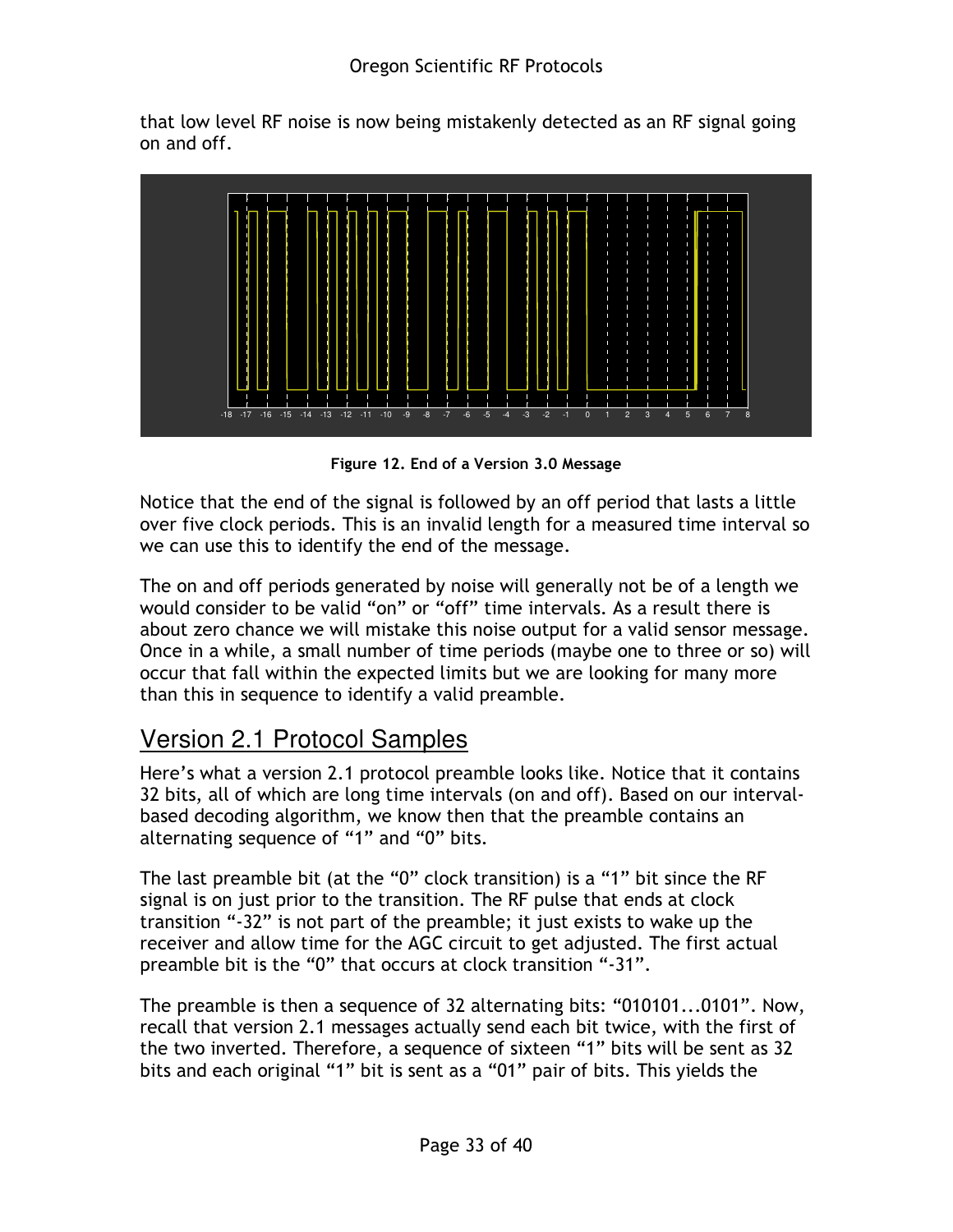that low level RF noise is now being mistakenly detected as an RF signal going on and off.

**Figure 12. End of a Version 3.0 Message**

Notice that the end of the signal is followed by an off period that lasts a little over five clock periods. This is an invalid length for a measured time interval so we can use this to identify the end of the message.

The on and off periods generated by noise will generally not be of a length we would consider to be valid "on" or "off" time intervals. As a result there is about zero chance we will mistake this noise output for a valid sensor message. Once in a while, a small number of time periods (maybe one to three or so) will occur that fall within the expected limits but we are looking for many more than this in sequence to identify a valid preamble.

## Version 2.1 Protocol Samples

Here's what a version 2.1 protocol preamble looks like. Notice that it contains 32 bits, all of which are long time intervals (on and off). Based on our interval-based decoding algorithm, we know then that the preamble contains an alternating sequence of "1" and "0" bits.

The last preamble bit (at the "0" clock transition) is a "1" bit since the RF signal is on just prior to the transition. The RF pulse that ends at clock transition "-32" is not part of the preamble; it just exists to wake up the receiver and allow time for the AGC circuit to get adjusted. The first actual preamble bit is the "0" that occurs at clock transition "-31".

The preamble is then a sequence of 32 alternating bits: "010101...0101". Now, recall that version 2.1 messages actually send each bit twice, with the first of the two inverted. Therefore, a sequence of sixteen "1" bits will be sent as 32 bits and each original "1" bit is sent as a "01" pair of bits. This yields the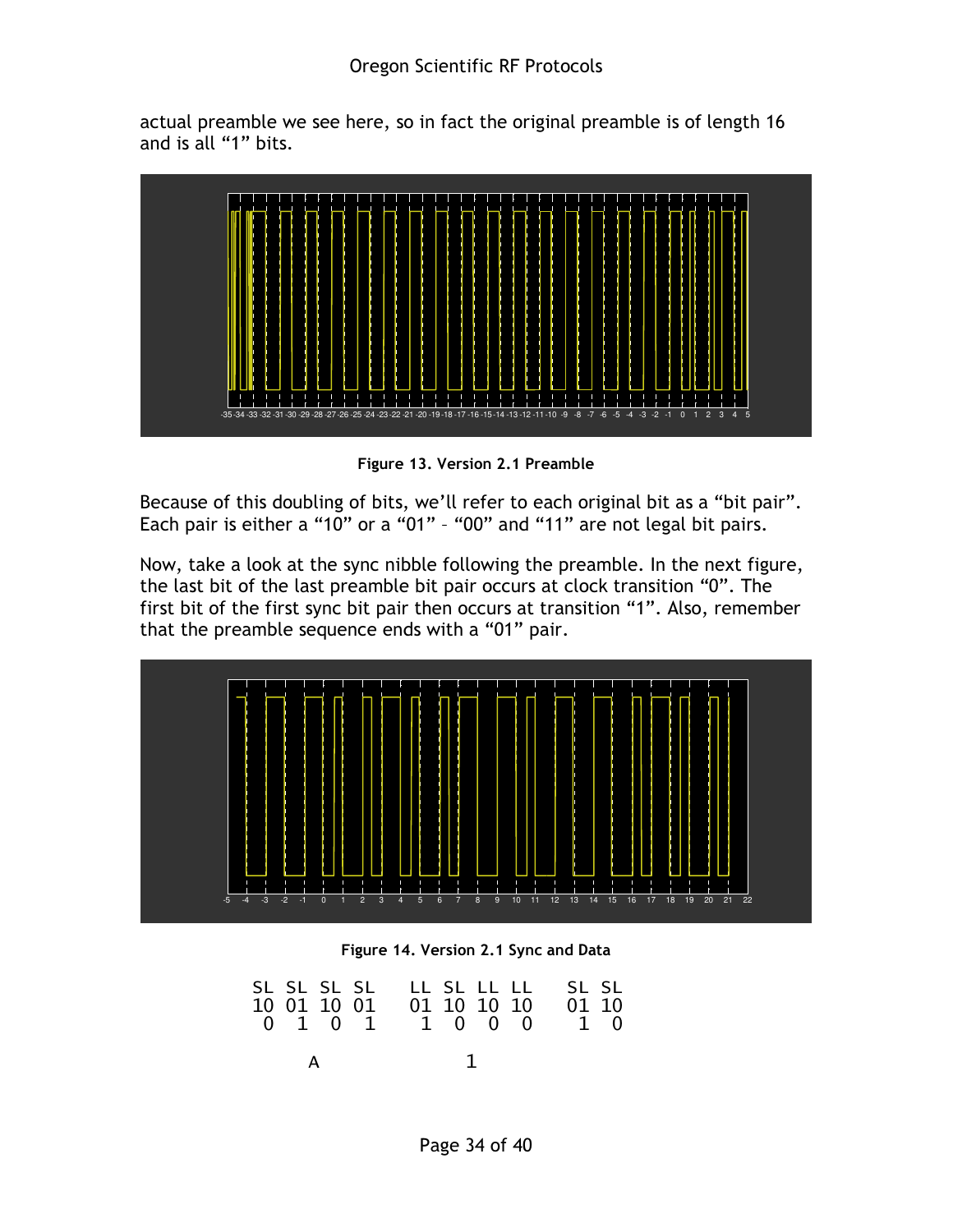actual preamble we see here, so in fact the original preamble is of length 16 and is all "1" bits.

Figure 13. Version 2.1 Preamble

Because of this doubling of bits, we'll refer to each original bit as a "bit pair". Each pair is either a "10" or a "01" – "00" and "11" are not legal bit pairs.

Now, take a look at the sync nibble following the preamble. In the next figure, the last bit of the last preamble bit pair occurs at clock transition "0". The first bit of the first sync bit pair then occurs at transition "1". Also, remember that the preamble sequence ends with a "01" pair.

Figure 14. Version 2.1 Sync and Data

```
SL  SL  SL  SL    LL  SL  LL  LL    SL  SL
10  01  10  01    01  10  10  10    01  10
 0   1   0   1     1   0   0   0     1   0

       A                 1
```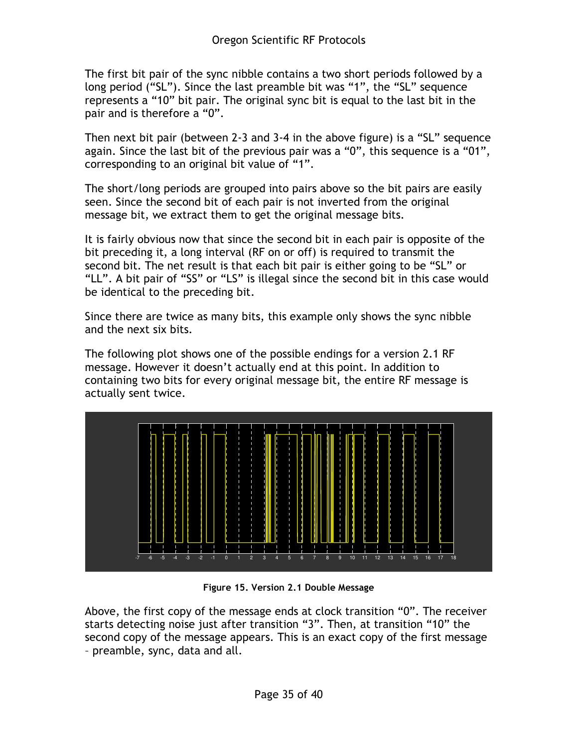The first bit pair of the sync nibble contains a two short periods followed by a long period ("SL"). Since the last preamble bit was "1", the "SL" sequence represents a "10" bit pair. The original sync bit is equal to the last bit in the pair and is therefore a "0".

Then next bit pair (between 2-3 and 3-4 in the above figure) is a "SL" sequence again. Since the last bit of the previous pair was a "0", this sequence is a "01", corresponding to an original bit value of "1".

The short/long periods are grouped into pairs above so the bit pairs are easily seen. Since the second bit of each pair is not inverted from the original message bit, we extract them to get the original message bits.

It is fairly obvious now that since the second bit in each pair is opposite of the bit preceding it, a long interval (RF on or off) is required to transmit the second bit. The net result is that each bit pair is either going to be "SL" or "LL". A bit pair of "SS" or "LS" is illegal since the second bit in this case would be identical to the preceding bit.

Since there are twice as many bits, this example only shows the sync nibble and the next six bits.

The following plot shows one of the possible endings for a version 2.1 RF message. However it doesn't actually end at this point. In addition to containing two bits for every original message bit, the entire RF message is actually sent twice.

**Figure 15. Version 2.1 Double Message**

Above, the first copy of the message ends at clock transition "0". The receiver starts detecting noise just after transition "3". Then, at transition "10" the second copy of the message appears. This is an exact copy of the first message – preamble, sync, data and all.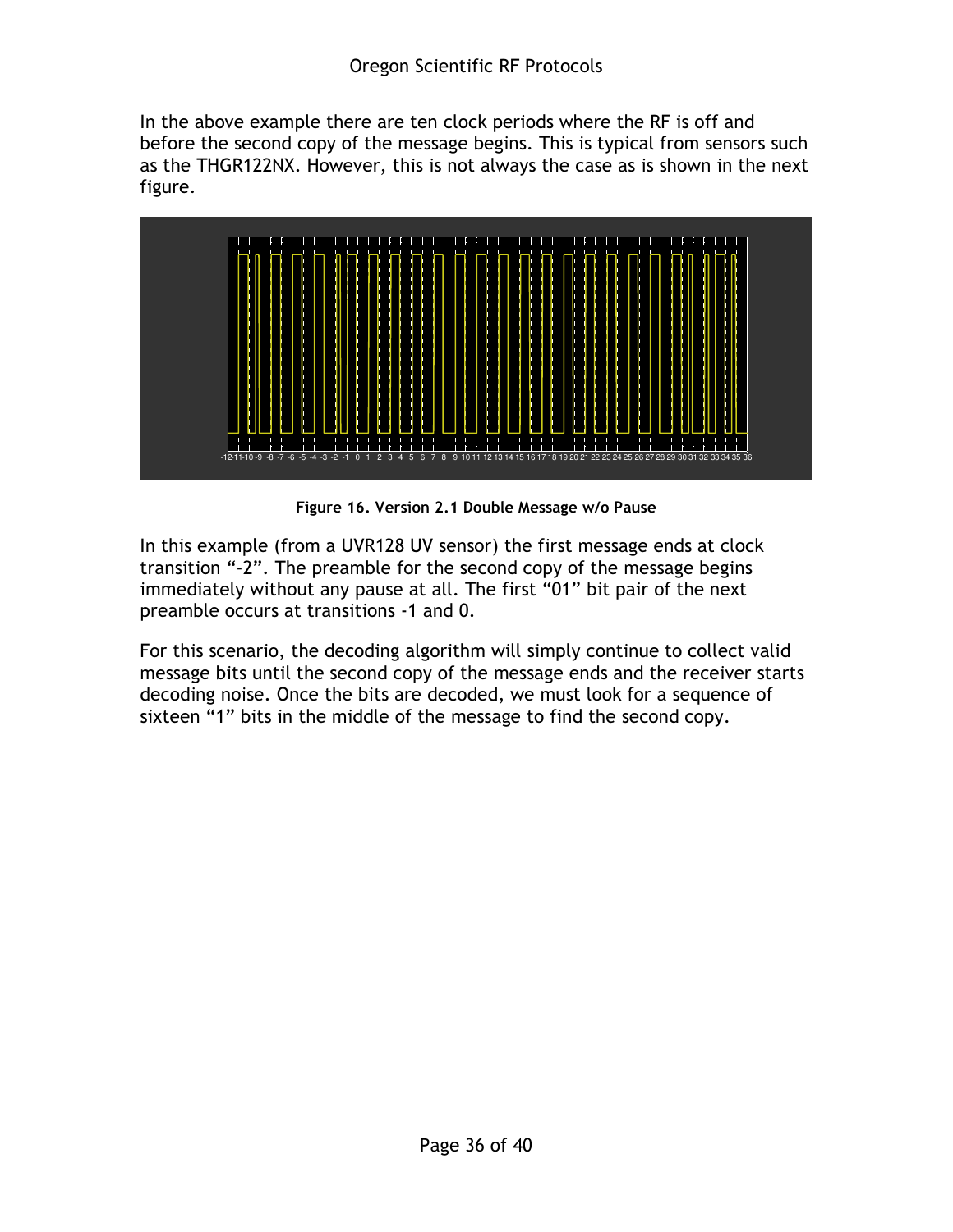In the above example there are ten clock periods where the RF is off and before the second copy of the message begins. This is typical from sensors such as the THGR122NX. However, this is not always the case as is shown in the next figure.

**Figure 16. Version 2.1 Double Message w/o Pause**

In this example (from a UVR128 UV sensor) the first message ends at clock transition "-2". The preamble for the second copy of the message begins immediately without any pause at all. The first "01" bit pair of the next preamble occurs at transitions -1 and 0.

For this scenario, the decoding algorithm will simply continue to collect valid message bits until the second copy of the message ends and the receiver starts decoding noise. Once the bits are decoded, we must look for a sequence of sixteen "1" bits in the middle of the message to find the second copy.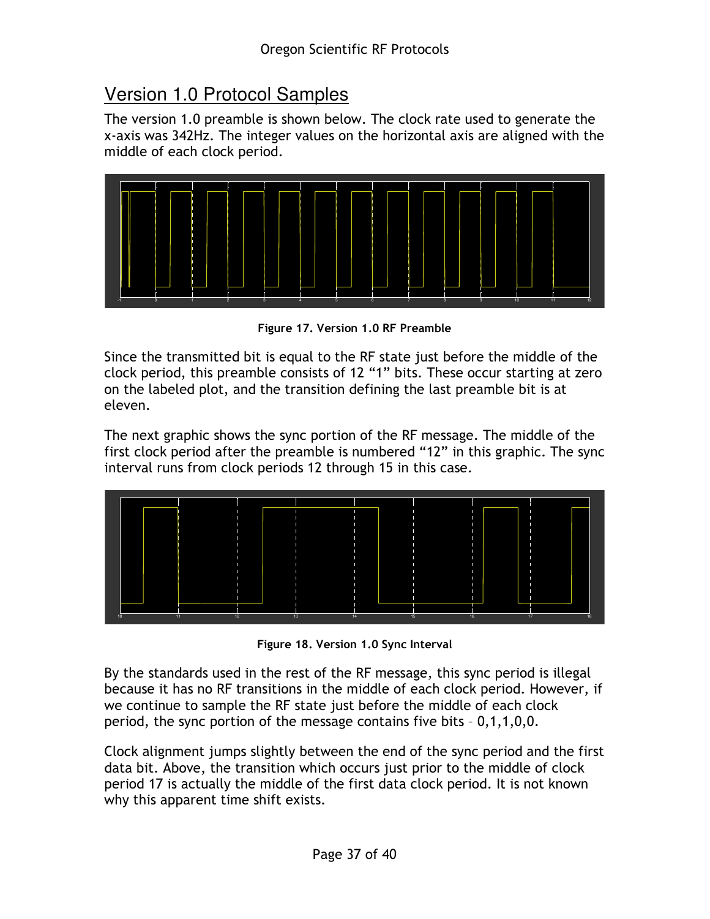## Version 1.0 Protocol Samples

The version 1.0 preamble is shown below. The clock rate used to generate the x-axis was 342Hz. The integer values on the horizontal axis are aligned with the middle of each clock period.

**Figure 17. Version 1.0 RF Preamble**

Since the transmitted bit is equal to the RF state just before the middle of the clock period, this preamble consists of 12 "1" bits. These occur starting at zero on the labeled plot, and the transition defining the last preamble bit is at eleven.

The next graphic shows the sync portion of the RF message. The middle of the first clock period after the preamble is numbered "12" in this graphic. The sync interval runs from clock periods 12 through 15 in this case.

**Figure 18. Version 1.0 Sync Interval**

By the standards used in the rest of the RF message, this sync period is illegal because it has no RF transitions in the middle of each clock period. However, if we continue to sample the RF state just before the middle of each clock period, the sync portion of the message contains five bits – 0,1,1,0,0.

Clock alignment jumps slightly between the end of the sync period and the first data bit. Above, the transition which occurs just prior to the middle of clock period 17 is actually the middle of the first data clock period. It is not known why this apparent time shift exists.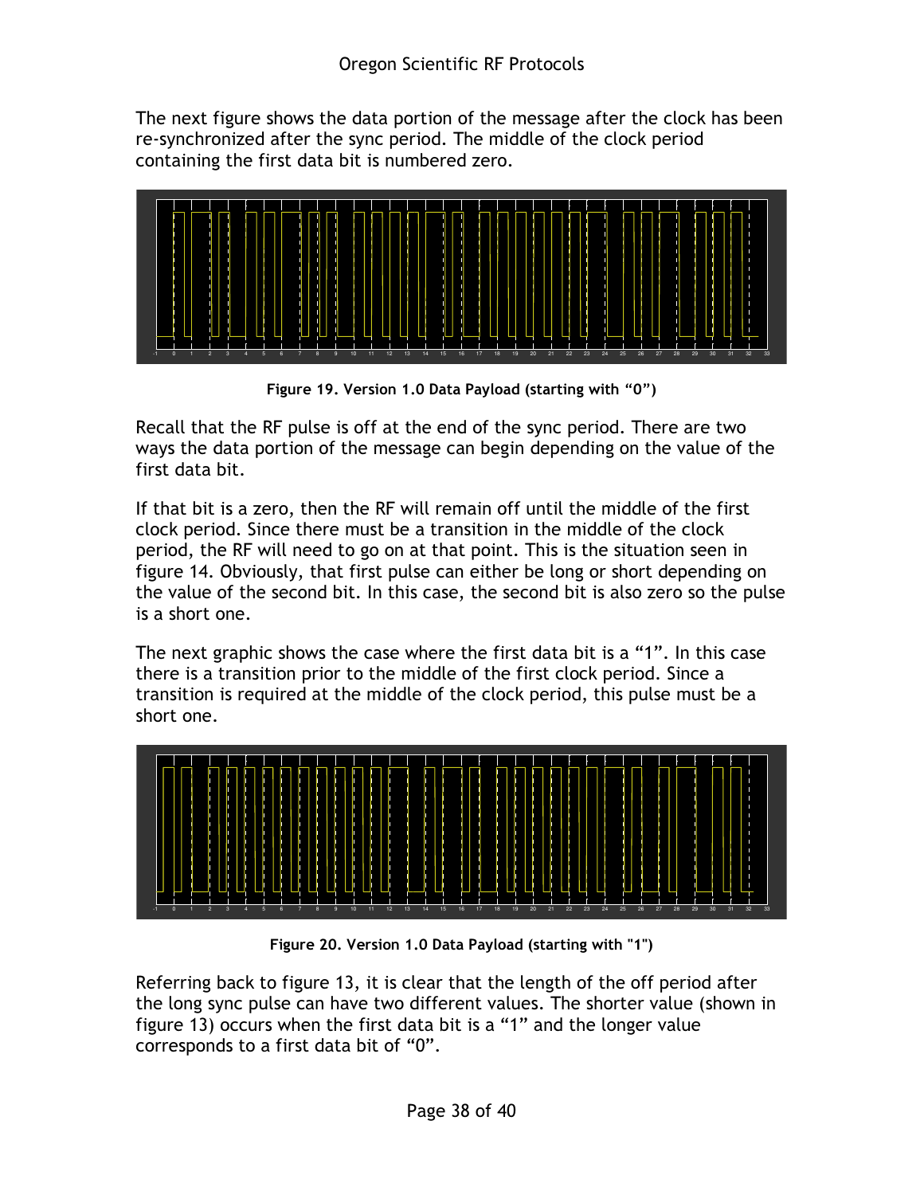The next figure shows the data portion of the message after the clock has been re-synchronized after the sync period. The middle of the clock period containing the first data bit is numbered zero.

**Figure 19. Version 1.0 Data Payload (starting with "0")**

Recall that the RF pulse is off at the end of the sync period. There are two ways the data portion of the message can begin depending on the value of the first data bit.

If that bit is a zero, then the RF will remain off until the middle of the first clock period. Since there must be a transition in the middle of the clock period, the RF will need to go on at that point. This is the situation seen in figure 14. Obviously, that first pulse can either be long or short depending on the value of the second bit. In this case, the second bit is also zero so the pulse is a short one.

The next graphic shows the case where the first data bit is a "1". In this case there is a transition prior to the middle of the first clock period. Since a transition is required at the middle of the clock period, this pulse must be a short one.

**Figure 20. Version 1.0 Data Payload (starting with "1")**

Referring back to figure 13, it is clear that the length of the off period after the long sync pulse can have two different values. The shorter value (shown in figure 13) occurs when the first data bit is a "1" and the longer value corresponds to a first data bit of "0".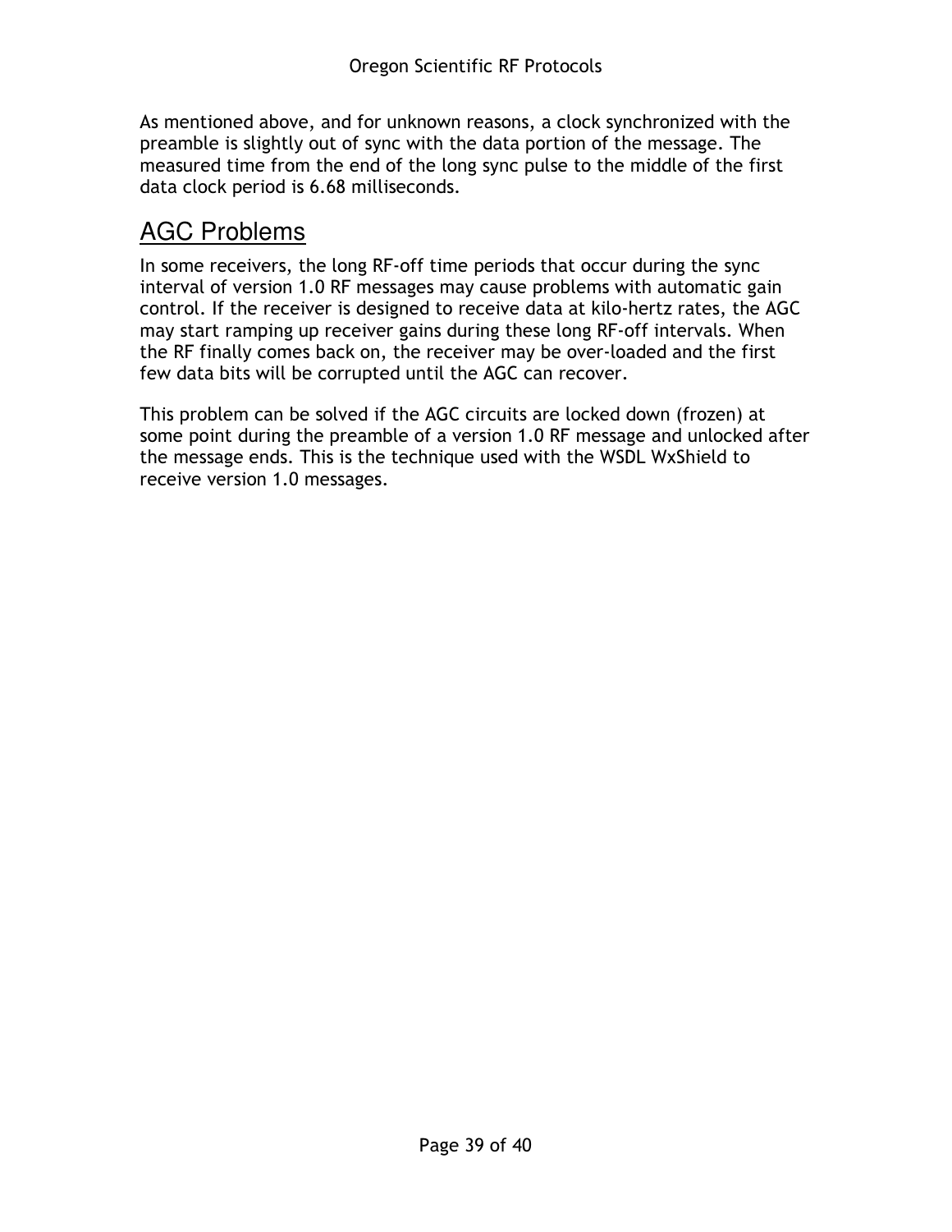As mentioned above, and for unknown reasons, a clock synchronized with the preamble is slightly out of sync with the data portion of the message. The measured time from the end of the long sync pulse to the middle of the first data clock period is 6.68 milliseconds.

## AGC Problems

In some receivers, the long RF-off time periods that occur during the sync interval of version 1.0 RF messages may cause problems with automatic gain control. If the receiver is designed to receive data at kilo-hertz rates, the AGC may start ramping up receiver gains during these long RF-off intervals. When the RF finally comes back on, the receiver may be over-loaded and the first few data bits will be corrupted until the AGC can recover.

This problem can be solved if the AGC circuits are locked down (frozen) at some point during the preamble of a version 1.0 RF message and unlocked after the message ends. This is the technique used with the WSDL WxShield to receive version 1.0 messages.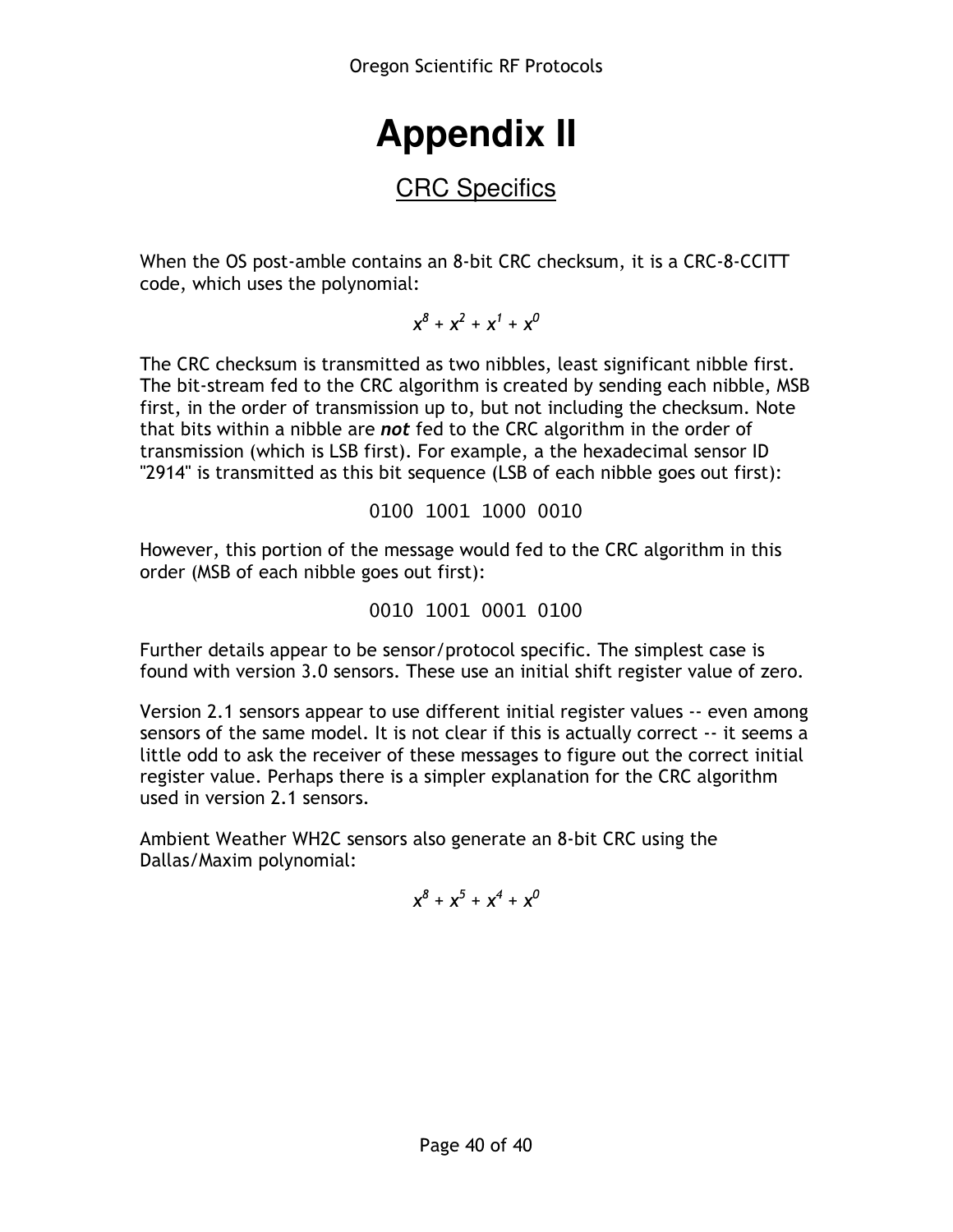# Appendix II

## CRC Specifics

When the OS post-amble contains an 8-bit CRC checksum, it is a CRC-8-CCITT code, which uses the polynomial:

$$x^8 + x^2 + x^1 + x^0$$

The CRC checksum is transmitted as two nibbles, least significant nibble first. The bit-stream fed to the CRC algorithm is created by sending each nibble, MSB first, in the order of transmission up to, but not including the checksum. Note that bits within a nibble are ***not*** fed to the CRC algorithm in the order of transmission (which is LSB first). For example, a the hexadecimal sensor ID "2914" is transmitted as this bit sequence (LSB of each nibble goes out first):

0100 1001 1000 0010

However, this portion of the message would fed to the CRC algorithm in this order (MSB of each nibble goes out first):

0010 1001 0001 0100

Further details appear to be sensor/protocol specific. The simplest case is found with version 3.0 sensors. These use an initial shift register value of zero.

Version 2.1 sensors appear to use different initial register values -- even among sensors of the same model. It is not clear if this is actually correct -- it seems a little odd to ask the receiver of these messages to figure out the correct initial register value. Perhaps there is a simpler explanation for the CRC algorithm used in version 2.1 sensors.

Ambient Weather WH2C sensors also generate an 8-bit CRC using the Dallas/Maxim polynomial:

$$x^8 + x^5 + x^4 + x^0$$